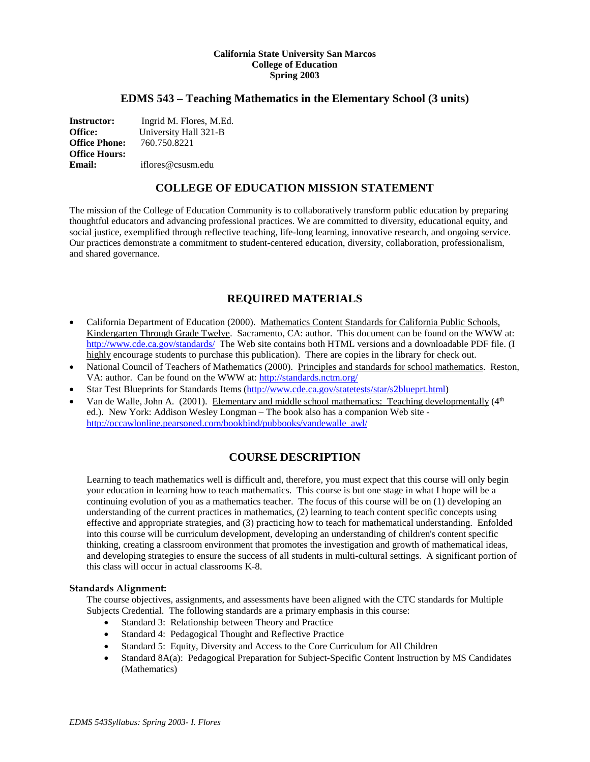**California State University San Marcos**
**College of Education**
**Spring 2003**

# EDMS 543 – Teaching Mathematics in the Elementary School (3 units)

**Instructor:** Ingrid M. Flores, M.Ed.
**Office:** University Hall 321-B
**Office Phone:** 760.750.8221
**Office Hours:**
**Email:** iflores@csusm.edu

## COLLEGE OF EDUCATION MISSION STATEMENT

The mission of the College of Education Community is to collaboratively transform public education by preparing thoughtful educators and advancing professional practices. We are committed to diversity, educational equity, and social justice, exemplified through reflective teaching, life-long learning, innovative research, and ongoing service. Our practices demonstrate a commitment to student-centered education, diversity, collaboration, professionalism, and shared governance.

## REQUIRED MATERIALS

- California Department of Education (2000). Mathematics Content Standards for California Public Schools, Kindergarten Through Grade Twelve. Sacramento, CA: author. This document can be found on the WWW at: http://www.cde.ca.gov/standards/ The Web site contains both HTML versions and a downloadable PDF file. (I highly encourage students to purchase this publication). There are copies in the library for check out.
- National Council of Teachers of Mathematics (2000). Principles and standards for school mathematics. Reston, VA: author. Can be found on the WWW at: http://standards.nctm.org/
- Star Test Blueprints for Standards Items (http://www.cde.ca.gov/statetests/star/s2blueprt.html)
- Van de Walle, John A. (2001). Elementary and middle school mathematics: Teaching developmentally (4th ed.). New York: Addison Wesley Longman – The book also has a companion Web site - http://occawlonline.pearsoned.com/bookbind/pubbooks/vandewalle_awl/

## COURSE DESCRIPTION

Learning to teach mathematics well is difficult and, therefore, you must expect that this course will only begin your education in learning how to teach mathematics. This course is but one stage in what I hope will be a continuing evolution of you as a mathematics teacher. The focus of this course will be on (1) developing an understanding of the current practices in mathematics, (2) learning to teach content specific concepts using effective and appropriate strategies, and (3) practicing how to teach for mathematical understanding. Enfolded into this course will be curriculum development, developing an understanding of children's content specific thinking, creating a classroom environment that promotes the investigation and growth of mathematical ideas, and developing strategies to ensure the success of all students in multi-cultural settings. A significant portion of this class will occur in actual classrooms K-8.

### Standards Alignment:

The course objectives, assignments, and assessments have been aligned with the CTC standards for Multiple Subjects Credential. The following standards are a primary emphasis in this course:

- Standard 3: Relationship between Theory and Practice
- Standard 4: Pedagogical Thought and Reflective Practice
- Standard 5: Equity, Diversity and Access to the Core Curriculum for All Children
- Standard 8A(a): Pedagogical Preparation for Subject-Specific Content Instruction by MS Candidates (Mathematics)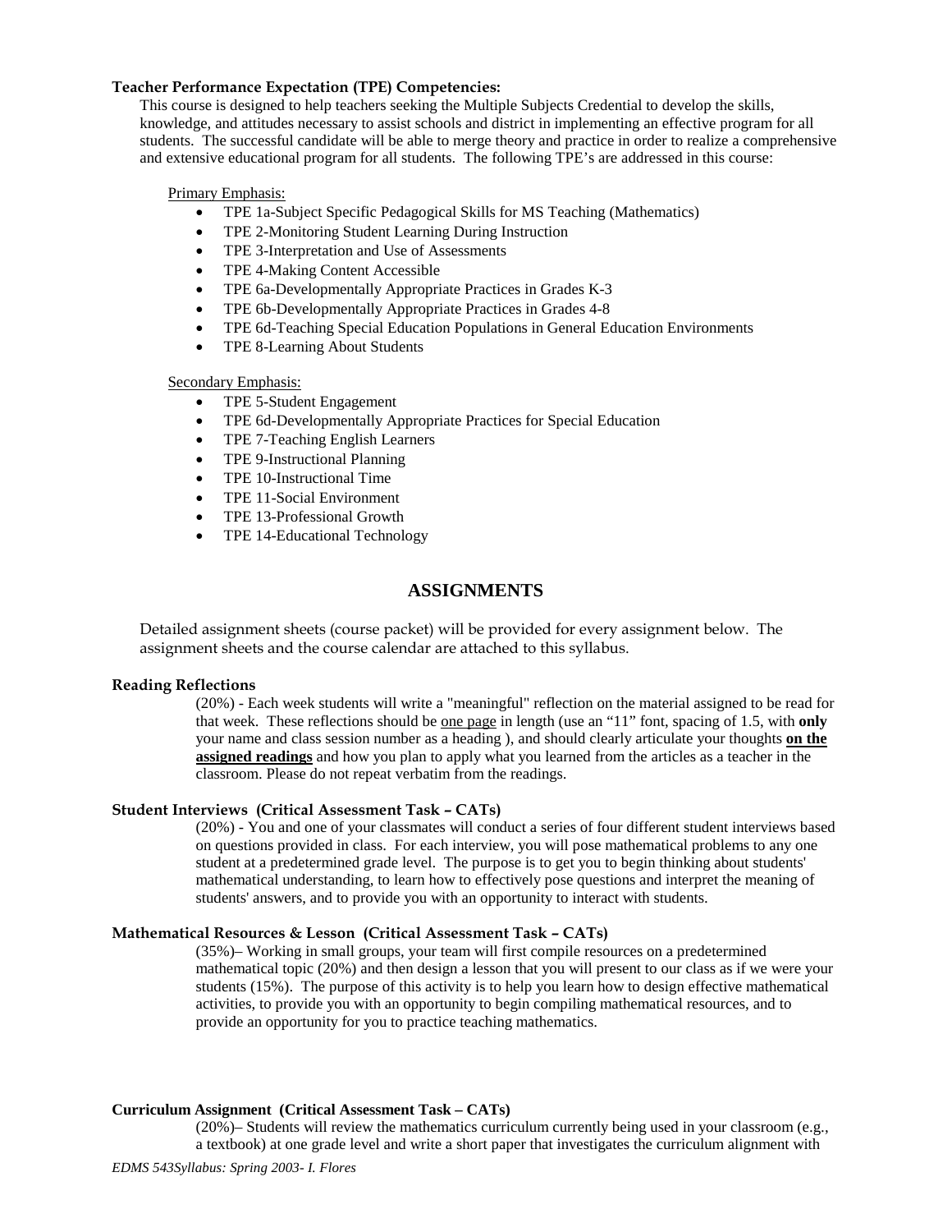**Teacher Performance Expectation (TPE) Competencies:**

This course is designed to help teachers seeking the Multiple Subjects Credential to develop the skills, knowledge, and attitudes necessary to assist schools and district in implementing an effective program for all students. The successful candidate will be able to merge theory and practice in order to realize a comprehensive and extensive educational program for all students. The following TPE's are addressed in this course:

Primary Emphasis:

- TPE 1a-Subject Specific Pedagogical Skills for MS Teaching (Mathematics)
- TPE 2-Monitoring Student Learning During Instruction
- TPE 3-Interpretation and Use of Assessments
- TPE 4-Making Content Accessible
- TPE 6a-Developmentally Appropriate Practices in Grades K-3
- TPE 6b-Developmentally Appropriate Practices in Grades 4-8
- TPE 6d-Teaching Special Education Populations in General Education Environments
- TPE 8-Learning About Students

Secondary Emphasis:

- TPE 5-Student Engagement
- TPE 6d-Developmentally Appropriate Practices for Special Education
- TPE 7-Teaching English Learners
- TPE 9-Instructional Planning
- TPE 10-Instructional Time
- TPE 11-Social Environment
- TPE 13-Professional Growth
- TPE 14-Educational Technology

## ASSIGNMENTS

Detailed assignment sheets (course packet) will be provided for every assignment below. The assignment sheets and the course calendar are attached to this syllabus.

**Reading Reflections**

(20%) - Each week students will write a "meaningful" reflection on the material assigned to be read for that week. These reflections should be one page in length (use an "11" font, spacing of 1.5, with **only** your name and class session number as a heading ), and should clearly articulate your thoughts **on the assigned readings** and how you plan to apply what you learned from the articles as a teacher in the classroom. Please do not repeat verbatim from the readings.

**Student Interviews (Critical Assessment Task – CATs)**

(20%) - You and one of your classmates will conduct a series of four different student interviews based on questions provided in class. For each interview, you will pose mathematical problems to any one student at a predetermined grade level. The purpose is to get you to begin thinking about students' mathematical understanding, to learn how to effectively pose questions and interpret the meaning of students' answers, and to provide you with an opportunity to interact with students.

**Mathematical Resources & Lesson (Critical Assessment Task – CATs)**

(35%)– Working in small groups, your team will first compile resources on a predetermined mathematical topic (20%) and then design a lesson that you will present to our class as if we were your students (15%). The purpose of this activity is to help you learn how to design effective mathematical activities, to provide you with an opportunity to begin compiling mathematical resources, and to provide an opportunity for you to practice teaching mathematics.

**Curriculum Assignment (Critical Assessment Task – CATs)**

(20%)– Students will review the mathematics curriculum currently being used in your classroom (e.g., a textbook) at one grade level and write a short paper that investigates the curriculum alignment with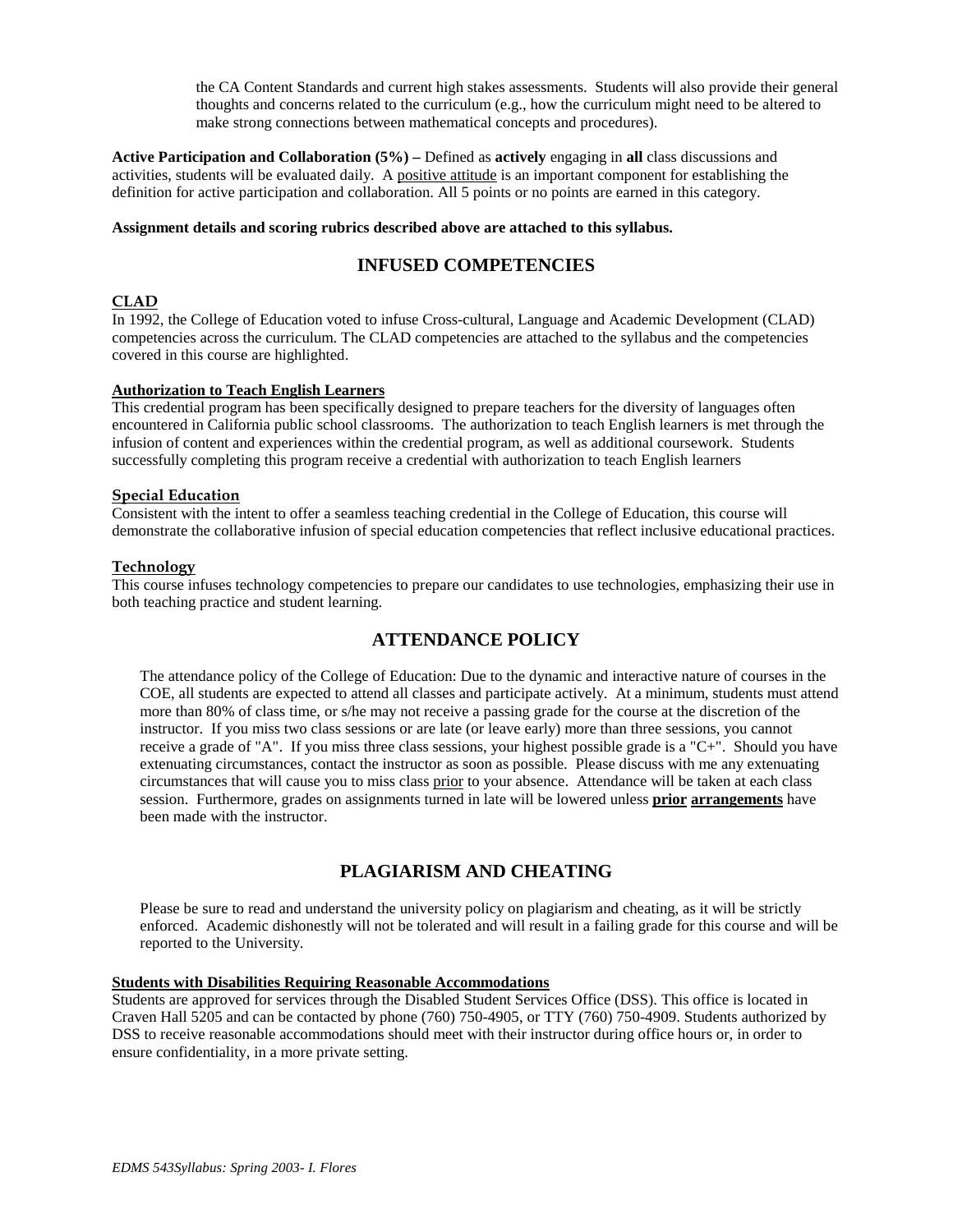the CA Content Standards and current high stakes assessments. Students will also provide their general thoughts and concerns related to the curriculum (e.g., how the curriculum might need to be altered to make strong connections between mathematical concepts and procedures).

**Active Participation and Collaboration (5%) –** Defined as **actively** engaging in **all** class discussions and activities, students will be evaluated daily. A positive attitude is an important component for establishing the definition for active participation and collaboration. All 5 points or no points are earned in this category.

**Assignment details and scoring rubrics described above are attached to this syllabus.**

## INFUSED COMPETENCIES

### CLAD

In 1992, the College of Education voted to infuse Cross-cultural, Language and Academic Development (CLAD) competencies across the curriculum. The CLAD competencies are attached to the syllabus and the competencies covered in this course are highlighted.

### Authorization to Teach English Learners

This credential program has been specifically designed to prepare teachers for the diversity of languages often encountered in California public school classrooms. The authorization to teach English learners is met through the infusion of content and experiences within the credential program, as well as additional coursework. Students successfully completing this program receive a credential with authorization to teach English learners

### Special Education

Consistent with the intent to offer a seamless teaching credential in the College of Education, this course will demonstrate the collaborative infusion of special education competencies that reflect inclusive educational practices.

### Technology

This course infuses technology competencies to prepare our candidates to use technologies, emphasizing their use in both teaching practice and student learning.

## ATTENDANCE POLICY

The attendance policy of the College of Education: Due to the dynamic and interactive nature of courses in the COE, all students are expected to attend all classes and participate actively. At a minimum, students must attend more than 80% of class time, or s/he may not receive a passing grade for the course at the discretion of the instructor. If you miss two class sessions or are late (or leave early) more than three sessions, you cannot receive a grade of "A". If you miss three class sessions, your highest possible grade is a "C+". Should you have extenuating circumstances, contact the instructor as soon as possible. Please discuss with me any extenuating circumstances that will cause you to miss class prior to your absence. Attendance will be taken at each class session. Furthermore, grades on assignments turned in late will be lowered unless **prior arrangements** have been made with the instructor.

## PLAGIARISM AND CHEATING

Please be sure to read and understand the university policy on plagiarism and cheating, as it will be strictly enforced. Academic dishonestly will not be tolerated and will result in a failing grade for this course and will be reported to the University.

### Students with Disabilities Requiring Reasonable Accommodations

Students are approved for services through the Disabled Student Services Office (DSS). This office is located in Craven Hall 5205 and can be contacted by phone (760) 750-4905, or TTY (760) 750-4909. Students authorized by DSS to receive reasonable accommodations should meet with their instructor during office hours or, in order to ensure confidentiality, in a more private setting.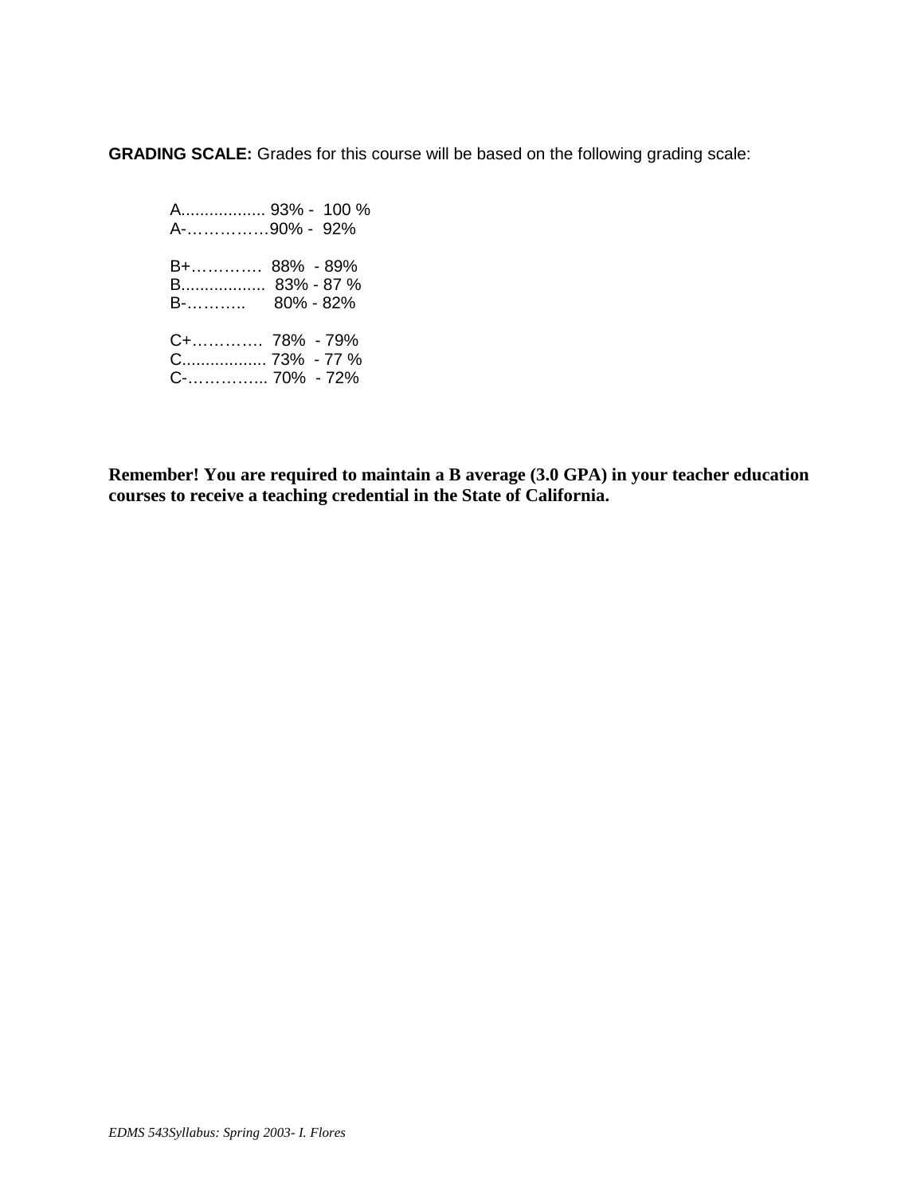**GRADING SCALE:** Grades for this course will be based on the following grading scale:

A.................. 93% - 100 %
A-……………90% - 92%

B+…………. 88% - 89%
B.................. 83% - 87 %
B-……….. 80% - 82%

C+…………. 78% - 79%
C.................. 73% - 77 %
C-………….. 70% - 72%

**Remember! You are required to maintain a B average (3.0 GPA) in your teacher education courses to receive a teaching credential in the State of California.**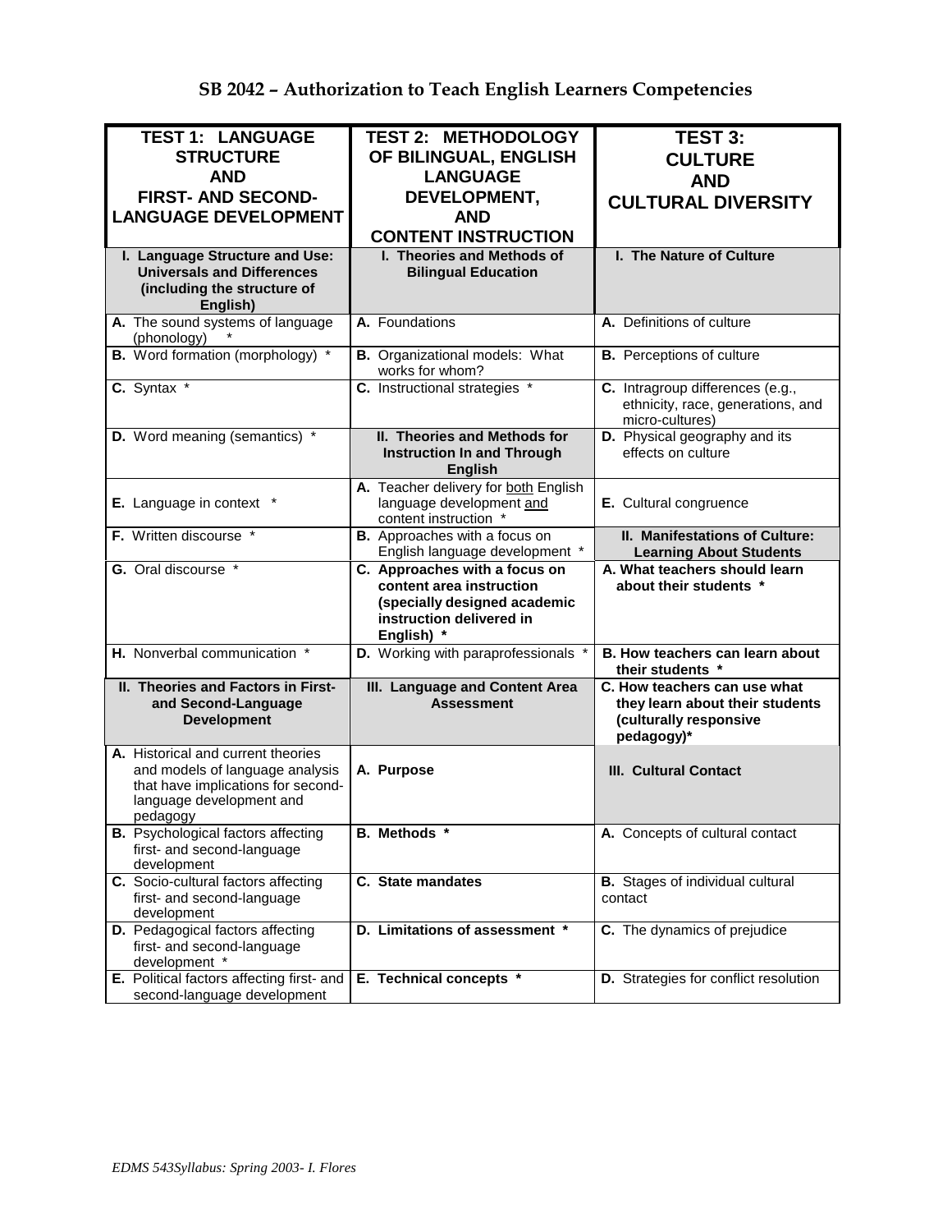# SB 2042 – Authorization to Teach English Learners Competencies

| TEST 1: LANGUAGE STRUCTURE AND FIRST- AND SECOND-LANGUAGE DEVELOPMENT | TEST 2: METHODOLOGY OF BILINGUAL, ENGLISH LANGUAGE DEVELOPMENT, AND CONTENT INSTRUCTION | TEST 3: CULTURE AND CULTURAL DIVERSITY |
|---|---|---|
| **I. Language Structure and Use: Universals and Differences (including the structure of English)** | **I. Theories and Methods of Bilingual Education** | **I. The Nature of Culture** |
| **A.** The sound systems of language (phonology) * | **A.** Foundations | **A.** Definitions of culture |
| **B.** Word formation (morphology) * | **B.** Organizational models: What works for whom? | **B.** Perceptions of culture |
| **C.** Syntax * | **C.** Instructional strategies * | **C.** Intragroup differences (e.g., ethnicity, race, generations, and micro-cultures) |
| **D.** Word meaning (semantics) * | **II. Theories and Methods for Instruction In and Through English** | **D.** Physical geography and its effects on culture |
| **E.** Language in context * | **A.** Teacher delivery for both English language development and content instruction * | **E.** Cultural congruence |
| **F.** Written discourse * | **B.** Approaches with a focus on English language development * | **II. Manifestations of Culture: Learning About Students** |
| **G.** Oral discourse * | **C. Approaches with a focus on content area instruction (specially designed academic instruction delivered in English) *** | **A. What teachers should learn about their students *** |
| **H.** Nonverbal communication * | **D.** Working with paraprofessionals * | **B. How teachers can learn about their students *** |
| **II. Theories and Factors in First- and Second-Language Development** | **III. Language and Content Area Assessment** | **C. How teachers can use what they learn about their students (culturally responsive pedagogy)*** |
| **A.** Historical and current theories and models of language analysis that have implications for second-language development and pedagogy | **A. Purpose** | **III. Cultural Contact** |
| **B.** Psychological factors affecting first- and second-language development | **B. Methods *** | **A.** Concepts of cultural contact |
| **C.** Socio-cultural factors affecting first- and second-language development | **C. State mandates** | **B.** Stages of individual cultural contact |
| **D.** Pedagogical factors affecting first- and second-language development * | **D. Limitations of assessment *** | **C.** The dynamics of prejudice |
| **E.** Political factors affecting first- and second-language development | **E. Technical concepts *** | **D.** Strategies for conflict resolution |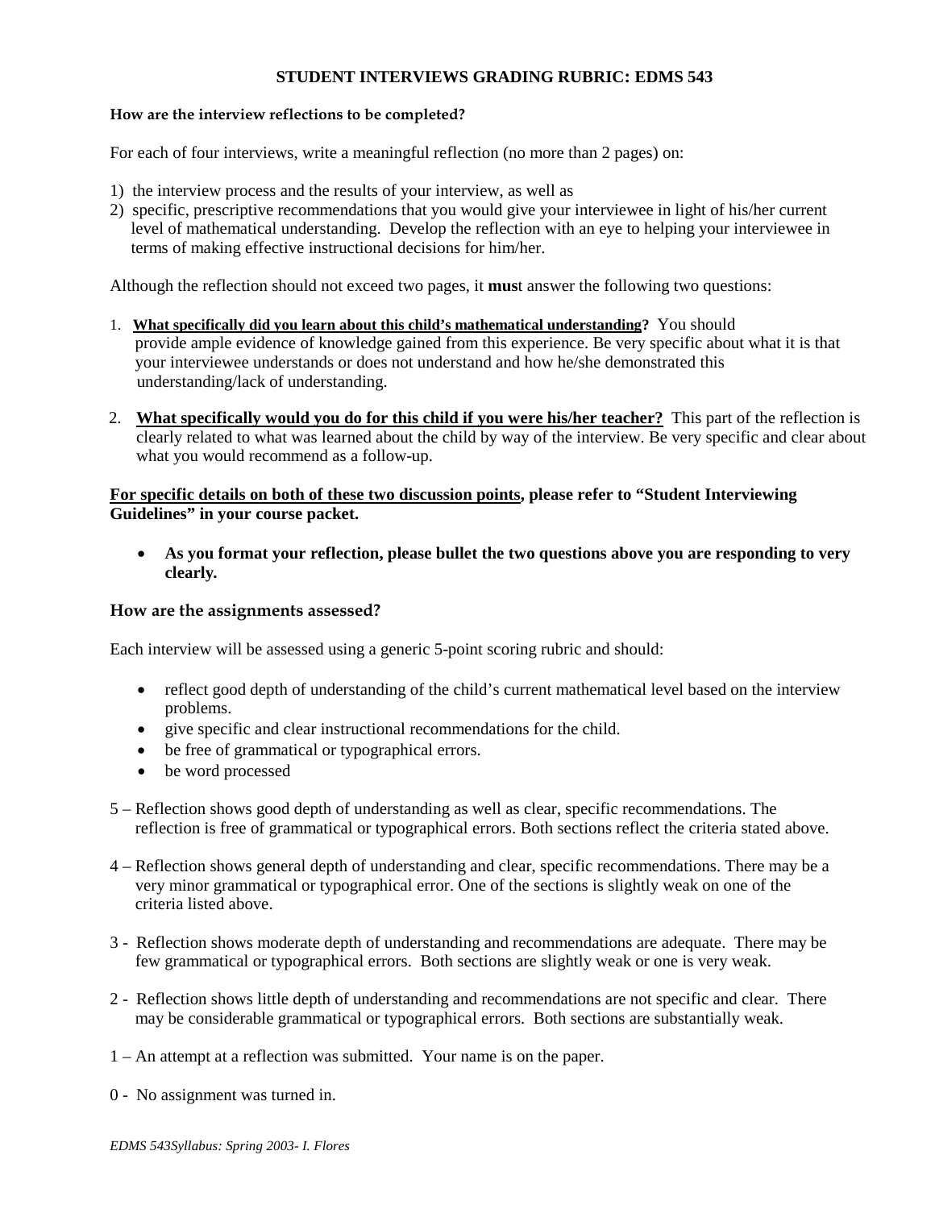## STUDENT INTERVIEWS GRADING RUBRIC: EDMS 543

**How are the interview reflections to be completed?**

For each of four interviews, write a meaningful reflection (no more than 2 pages) on:

1) the interview process and the results of your interview, as well as
2) specific, prescriptive recommendations that you would give your interviewee in light of his/her current level of mathematical understanding. Develop the reflection with an eye to helping your interviewee in terms of making effective instructional decisions for him/her.

Although the reflection should not exceed two pages, it **mus**t answer the following two questions:

1. **What specifically did you learn about this child's mathematical understanding?** You should provide ample evidence of knowledge gained from this experience. Be very specific about what it is that your interviewee understands or does not understand and how he/she demonstrated this understanding/lack of understanding.

2. **What specifically would you do for this child if you were his/her teacher?** This part of the reflection is clearly related to what was learned about the child by way of the interview. Be very specific and clear about what you would recommend as a follow-up.

**For specific details on both of these two discussion points, please refer to "Student Interviewing Guidelines" in your course packet.**

- **As you format your reflection, please bullet the two questions above you are responding to very clearly.**

### How are the assignments assessed?

Each interview will be assessed using a generic 5-point scoring rubric and should:

- reflect good depth of understanding of the child's current mathematical level based on the interview problems.
- give specific and clear instructional recommendations for the child.
- be free of grammatical or typographical errors.
- be word processed

5 – Reflection shows good depth of understanding as well as clear, specific recommendations. The reflection is free of grammatical or typographical errors. Both sections reflect the criteria stated above.

4 – Reflection shows general depth of understanding and clear, specific recommendations. There may be a very minor grammatical or typographical error. One of the sections is slightly weak on one of the criteria listed above.

3 - Reflection shows moderate depth of understanding and recommendations are adequate. There may be few grammatical or typographical errors. Both sections are slightly weak or one is very weak.

2 - Reflection shows little depth of understanding and recommendations are not specific and clear. There may be considerable grammatical or typographical errors. Both sections are substantially weak.

1 – An attempt at a reflection was submitted. Your name is on the paper.

0 - No assignment was turned in.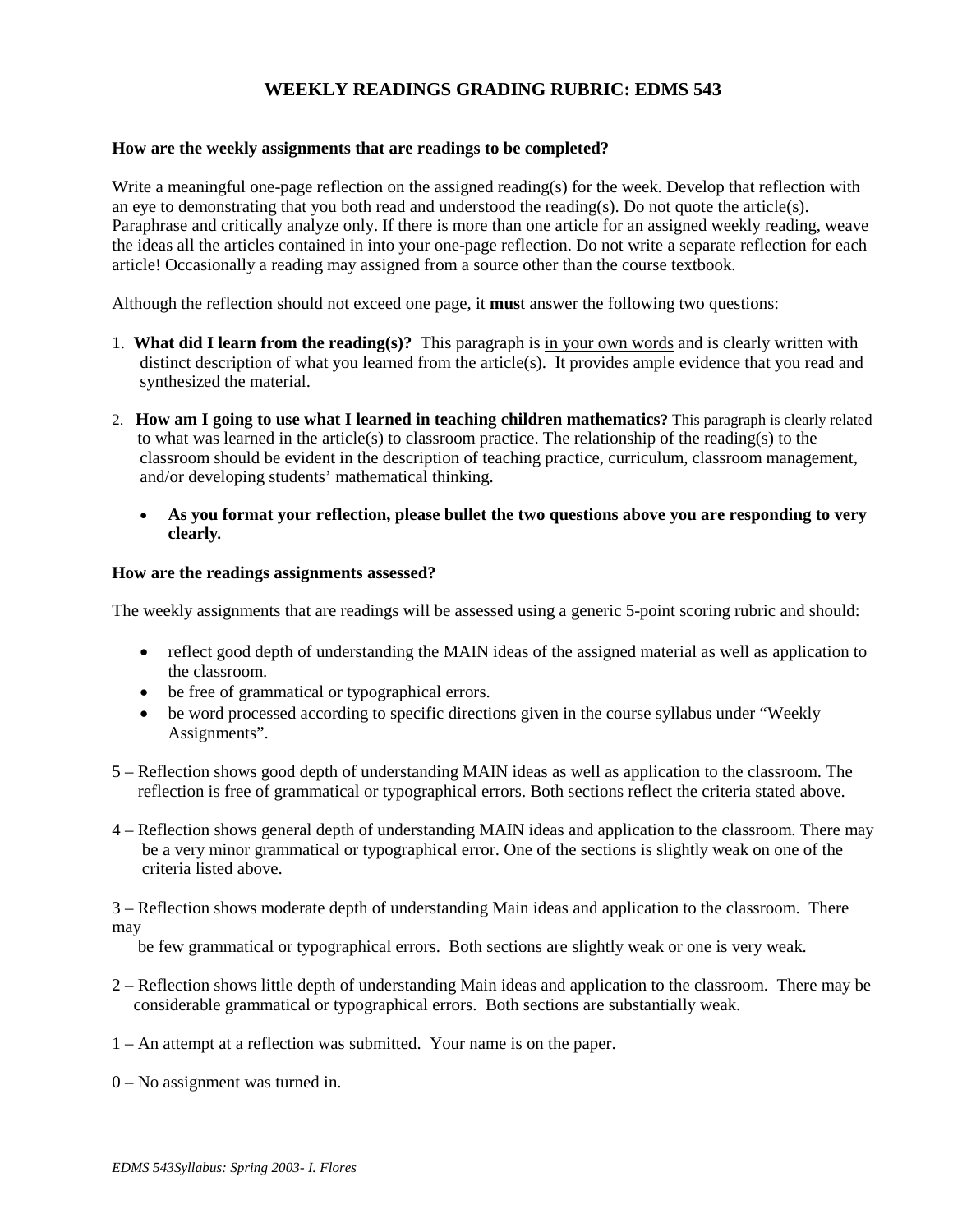# WEEKLY READINGS GRADING RUBRIC: EDMS 543

**How are the weekly assignments that are readings to be completed?**

Write a meaningful one-page reflection on the assigned reading(s) for the week. Develop that reflection with an eye to demonstrating that you both read and understood the reading(s). Do not quote the article(s). Paraphrase and critically analyze only. If there is more than one article for an assigned weekly reading, weave the ideas all the articles contained in into your one-page reflection. Do not write a separate reflection for each article! Occasionally a reading may assigned from a source other than the course textbook.

Although the reflection should not exceed one page, it **mus**t answer the following two questions:

1. **What did I learn from the reading(s)?** This paragraph is <u>in your own words</u> and is clearly written with distinct description of what you learned from the article(s). It provides ample evidence that you read and synthesized the material.

2. **How am I going to use what I learned in teaching children mathematics?** This paragraph is clearly related to what was learned in the article(s) to classroom practice. The relationship of the reading(s) to the classroom should be evident in the description of teaching practice, curriculum, classroom management, and/or developing students' mathematical thinking.

   - **As you format your reflection, please bullet the two questions above you are responding to very clearly.**

**How are the readings assignments assessed?**

The weekly assignments that are readings will be assessed using a generic 5-point scoring rubric and should:

- reflect good depth of understanding the MAIN ideas of the assigned material as well as application to the classroom.
- be free of grammatical or typographical errors.
- be word processed according to specific directions given in the course syllabus under "Weekly Assignments".

5 – Reflection shows good depth of understanding MAIN ideas as well as application to the classroom. The reflection is free of grammatical or typographical errors. Both sections reflect the criteria stated above.

4 – Reflection shows general depth of understanding MAIN ideas and application to the classroom. There may be a very minor grammatical or typographical error. One of the sections is slightly weak on one of the criteria listed above.

3 – Reflection shows moderate depth of understanding Main ideas and application to the classroom. There may be few grammatical or typographical errors. Both sections are slightly weak or one is very weak.

2 – Reflection shows little depth of understanding Main ideas and application to the classroom. There may be considerable grammatical or typographical errors. Both sections are substantially weak.

1 – An attempt at a reflection was submitted. Your name is on the paper.

0 – No assignment was turned in.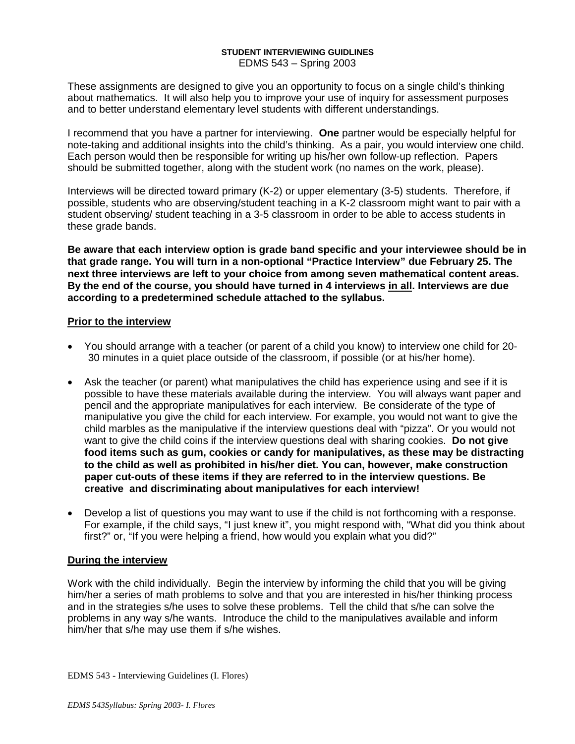# STUDENT INTERVIEWING GUIDLINES

EDMS 543 – Spring 2003

These assignments are designed to give you an opportunity to focus on a single child's thinking about mathematics. It will also help you to improve your use of inquiry for assessment purposes and to better understand elementary level students with different understandings.

I recommend that you have a partner for interviewing. **One** partner would be especially helpful for note-taking and additional insights into the child's thinking. As a pair, you would interview one child. Each person would then be responsible for writing up his/her own follow-up reflection. Papers should be submitted together, along with the student work (no names on the work, please).

Interviews will be directed toward primary (K-2) or upper elementary (3-5) students. Therefore, if possible, students who are observing/student teaching in a K-2 classroom might want to pair with a student observing/ student teaching in a 3-5 classroom in order to be able to access students in these grade bands.

**Be aware that each interview option is grade band specific and your interviewee should be in that grade range. You will turn in a non-optional "Practice Interview" due February 25. The next three interviews are left to your choice from among seven mathematical content areas. By the end of the course, you should have turned in 4 interviews <u>in all</u>. Interviews are due according to a predetermined schedule attached to the syllabus.**

## <u>Prior to the interview</u>

- You should arrange with a teacher (or parent of a child you know) to interview one child for 20-30 minutes in a quiet place outside of the classroom, if possible (or at his/her home).
- Ask the teacher (or parent) what manipulatives the child has experience using and see if it is possible to have these materials available during the interview. You will always want paper and pencil and the appropriate manipulatives for each interview. Be considerate of the type of manipulative you give the child for each interview. For example, you would not want to give the child marbles as the manipulative if the interview questions deal with "pizza". Or you would not want to give the child coins if the interview questions deal with sharing cookies. **Do not give food items such as gum, cookies or candy for manipulatives, as these may be distracting to the child as well as prohibited in his/her diet. You can, however, make construction paper cut-outs of these items if they are referred to in the interview questions. Be creative and discriminating about manipulatives for each interview!**
- Develop a list of questions you may want to use if the child is not forthcoming with a response. For example, if the child says, "I just knew it", you might respond with, "What did you think about first?" or, "If you were helping a friend, how would you explain what you did?"

## <u>During the interview</u>

Work with the child individually. Begin the interview by informing the child that you will be giving him/her a series of math problems to solve and that you are interested in his/her thinking process and in the strategies s/he uses to solve these problems. Tell the child that s/he can solve the problems in any way s/he wants. Introduce the child to the manipulatives available and inform him/her that s/he may use them if s/he wishes.

EDMS 543 - Interviewing Guidelines (I. Flores)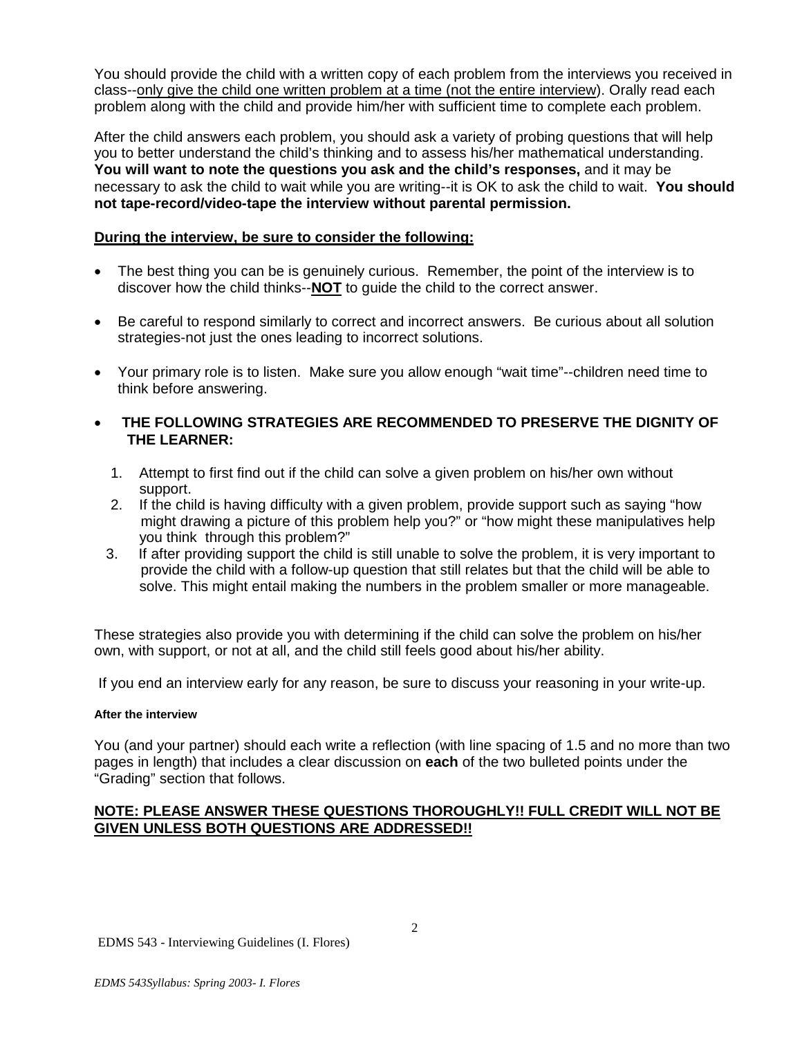You should provide the child with a written copy of each problem from the interviews you received in class--<u>only give the child one written problem at a time (not the entire interview</u>). Orally read each problem along with the child and provide him/her with sufficient time to complete each problem.

After the child answers each problem, you should ask a variety of probing questions that will help you to better understand the child's thinking and to assess his/her mathematical understanding. **You will want to note the questions you ask and the child's responses,** and it may be necessary to ask the child to wait while you are writing--it is OK to ask the child to wait. **You should not tape-record/video-tape the interview without parental permission.**

**<u>During the interview, be sure to consider the following:</u>**

- The best thing you can be is genuinely curious. Remember, the point of the interview is to discover how the child thinks--**<u>NOT</u>** to guide the child to the correct answer.
- Be careful to respond similarly to correct and incorrect answers. Be curious about all solution strategies-not just the ones leading to incorrect solutions.
- Your primary role is to listen. Make sure you allow enough "wait time"--children need time to think before answering.
- **THE FOLLOWING STRATEGIES ARE RECOMMENDED TO PRESERVE THE DIGNITY OF THE LEARNER:**
  1. Attempt to first find out if the child can solve a given problem on his/her own without support.
  2. If the child is having difficulty with a given problem, provide support such as saying "how might drawing a picture of this problem help you?" or "how might these manipulatives help you think through this problem?"
  3. If after providing support the child is still unable to solve the problem, it is very important to provide the child with a follow-up question that still relates but that the child will be able to solve. This might entail making the numbers in the problem smaller or more manageable.

These strategies also provide you with determining if the child can solve the problem on his/her own, with support, or not at all, and the child still feels good about his/her ability.

If you end an interview early for any reason, be sure to discuss your reasoning in your write-up.

#### After the interview

You (and your partner) should each write a reflection (with line spacing of 1.5 and no more than two pages in length) that includes a clear discussion on **each** of the two bulleted points under the "Grading" section that follows.

**<u>NOTE: PLEASE ANSWER THESE QUESTIONS THOROUGHLY!! FULL CREDIT WILL NOT BE GIVEN UNLESS BOTH QUESTIONS ARE ADDRESSED!!</u>**

EDMS 543 - Interviewing Guidelines (I. Flores)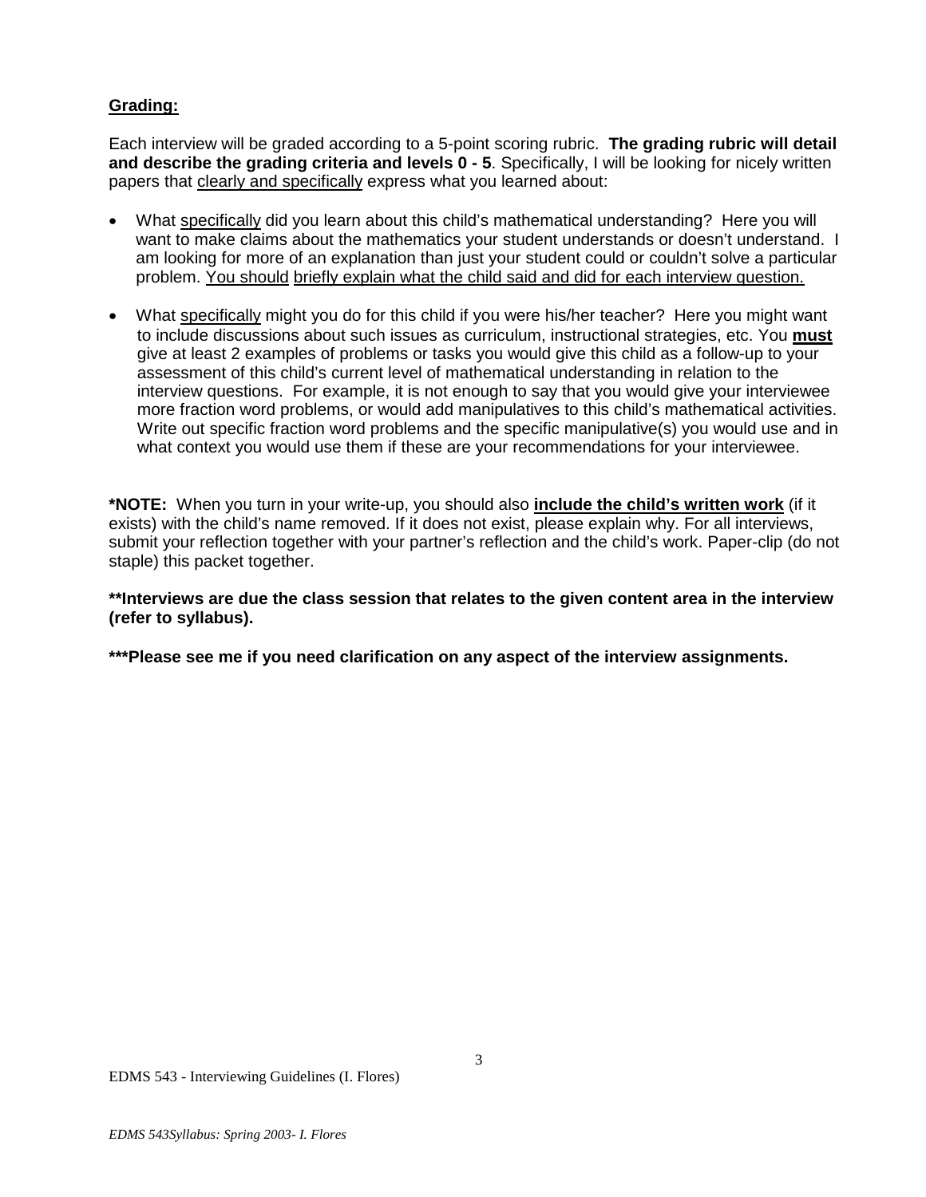**Grading:**

Each interview will be graded according to a 5-point scoring rubric. **The grading rubric will detail and describe the grading criteria and levels 0 - 5**. Specifically, I will be looking for nicely written papers that clearly and specifically express what you learned about:

- What specifically did you learn about this child's mathematical understanding? Here you will want to make claims about the mathematics your student understands or doesn't understand. I am looking for more of an explanation than just your student could or couldn't solve a particular problem. You should briefly explain what the child said and did for each interview question.

- What specifically might you do for this child if you were his/her teacher? Here you might want to include discussions about such issues as curriculum, instructional strategies, etc. You **must** give at least 2 examples of problems or tasks you would give this child as a follow-up to your assessment of this child's current level of mathematical understanding in relation to the interview questions. For example, it is not enough to say that you would give your interviewee more fraction word problems, or would add manipulatives to this child's mathematical activities. Write out specific fraction word problems and the specific manipulative(s) you would use and in what context you would use them if these are your recommendations for your interviewee.

**\*NOTE:** When you turn in your write-up, you should also **include the child's written work** (if it exists) with the child's name removed. If it does not exist, please explain why. For all interviews, submit your reflection together with your partner's reflection and the child's work. Paper-clip (do not staple) this packet together.

**\*\*Interviews are due the class session that relates to the given content area in the interview (refer to syllabus).**

**\*\*\*Please see me if you need clarification on any aspect of the interview assignments.**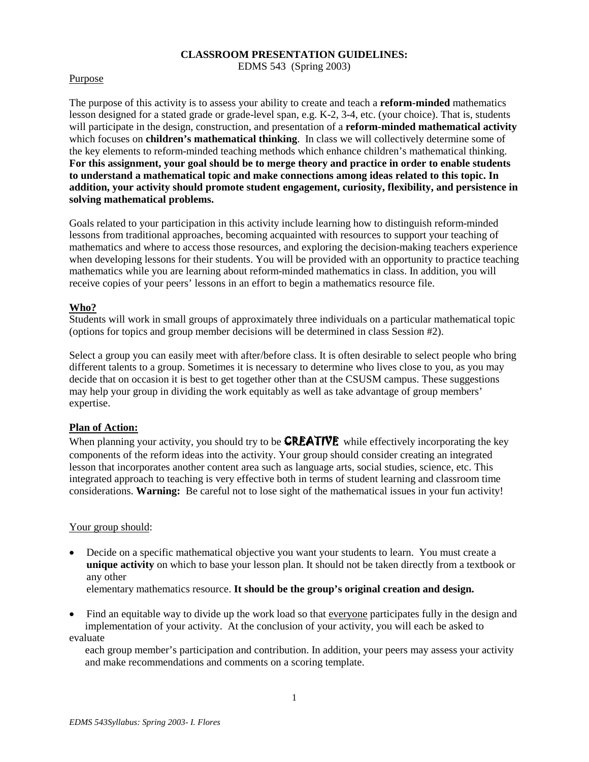**CLASSROOM PRESENTATION GUIDELINES:**
EDMS 543 (Spring 2003)

Purpose

The purpose of this activity is to assess your ability to create and teach a **reform-minded** mathematics lesson designed for a stated grade or grade-level span, e.g. K-2, 3-4, etc. (your choice). That is, students will participate in the design, construction, and presentation of a **reform-minded mathematical activity** which focuses on **children's mathematical thinking**. In class we will collectively determine some of the key elements to reform-minded teaching methods which enhance children's mathematical thinking. **For this assignment, your goal should be to merge theory and practice in order to enable students to understand a mathematical topic and make connections among ideas related to this topic. In addition, your activity should promote student engagement, curiosity, flexibility, and persistence in solving mathematical problems.**

Goals related to your participation in this activity include learning how to distinguish reform-minded lessons from traditional approaches, becoming acquainted with resources to support your teaching of mathematics and where to access those resources, and exploring the decision-making teachers experience when developing lessons for their students. You will be provided with an opportunity to practice teaching mathematics while you are learning about reform-minded mathematics in class. In addition, you will receive copies of your peers' lessons in an effort to begin a mathematics resource file.

**Who?**

Students will work in small groups of approximately three individuals on a particular mathematical topic (options for topics and group member decisions will be determined in class Session #2).

Select a group you can easily meet with after/before class. It is often desirable to select people who bring different talents to a group. Sometimes it is necessary to determine who lives close to you, as you may decide that on occasion it is best to get together other than at the CSUSM campus. These suggestions may help your group in dividing the work equitably as well as take advantage of group members' expertise.

**Plan of Action:**

When planning your activity, you should try to be **CREATIVE** while effectively incorporating the key components of the reform ideas into the activity. Your group should consider creating an integrated lesson that incorporates another content area such as language arts, social studies, science, etc. This integrated approach to teaching is very effective both in terms of student learning and classroom time considerations. **Warning:** Be careful not to lose sight of the mathematical issues in your fun activity!

Your group should:

- Decide on a specific mathematical objective you want your students to learn. You must create a **unique activity** on which to base your lesson plan. It should not be taken directly from a textbook or any other elementary mathematics resource. **It should be the group's original creation and design.**
- Find an equitable way to divide up the work load so that everyone participates fully in the design and implementation of your activity. At the conclusion of your activity, you will each be asked to evaluate each group member's participation and contribution. In addition, your peers may assess your activity and make recommendations and comments on a scoring template.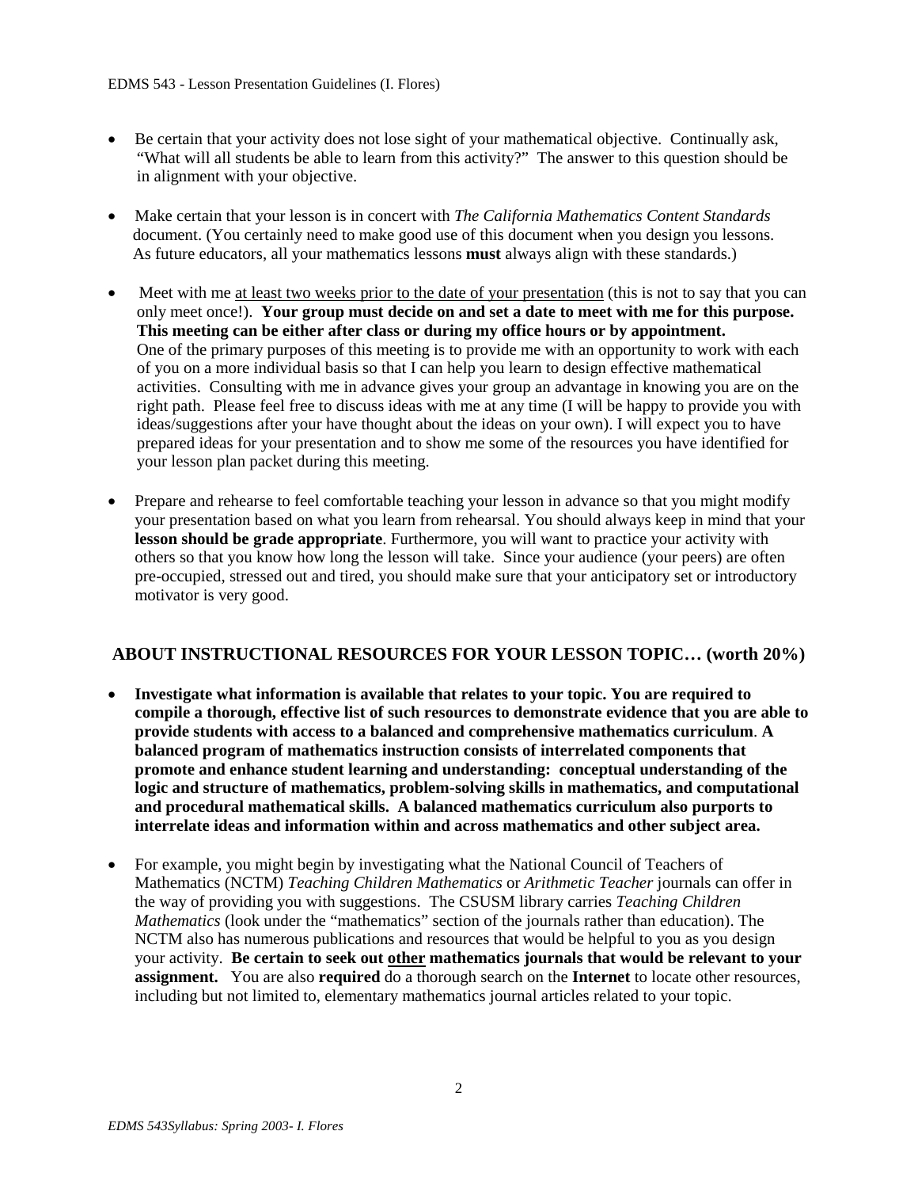- Be certain that your activity does not lose sight of your mathematical objective. Continually ask, "What will all students be able to learn from this activity?" The answer to this question should be in alignment with your objective.

- Make certain that your lesson is in concert with *The California Mathematics Content Standards* document. (You certainly need to make good use of this document when you design you lessons. As future educators, all your mathematics lessons **must** always align with these standards.)

- Meet with me <u>at least two weeks prior to the date of your presentation</u> (this is not to say that you can only meet once!). **Your group must decide on and set a date to meet with me for this purpose. This meeting can be either after class or during my office hours or by appointment.** One of the primary purposes of this meeting is to provide me with an opportunity to work with each of you on a more individual basis so that I can help you learn to design effective mathematical activities. Consulting with me in advance gives your group an advantage in knowing you are on the right path. Please feel free to discuss ideas with me at any time (I will be happy to provide you with ideas/suggestions after your have thought about the ideas on your own). I will expect you to have prepared ideas for your presentation and to show me some of the resources you have identified for your lesson plan packet during this meeting.

- Prepare and rehearse to feel comfortable teaching your lesson in advance so that you might modify your presentation based on what you learn from rehearsal. You should always keep in mind that your **lesson should be grade appropriate**. Furthermore, you will want to practice your activity with others so that you know how long the lesson will take. Since your audience (your peers) are often pre-occupied, stressed out and tired, you should make sure that your anticipatory set or introductory motivator is very good.

## ABOUT INSTRUCTIONAL RESOURCES FOR YOUR LESSON TOPIC… (worth 20%)

- **Investigate what information is available that relates to your topic. You are required to compile a thorough, effective list of such resources to demonstrate evidence that you are able to provide students with access to a balanced and comprehensive mathematics curriculum. A balanced program of mathematics instruction consists of interrelated components that promote and enhance student learning and understanding: conceptual understanding of the logic and structure of mathematics, problem-solving skills in mathematics, and computational and procedural mathematical skills. A balanced mathematics curriculum also purports to interrelate ideas and information within and across mathematics and other subject area.**

- For example, you might begin by investigating what the National Council of Teachers of Mathematics (NCTM) *Teaching Children Mathematics* or *Arithmetic Teacher* journals can offer in the way of providing you with suggestions. The CSUSM library carries *Teaching Children Mathematics* (look under the "mathematics" section of the journals rather than education). The NCTM also has numerous publications and resources that would be helpful to you as you design your activity. **Be certain to seek out <u>other</u> mathematics journals that would be relevant to your assignment.** You are also **required** do a thorough search on the **Internet** to locate other resources, including but not limited to, elementary mathematics journal articles related to your topic.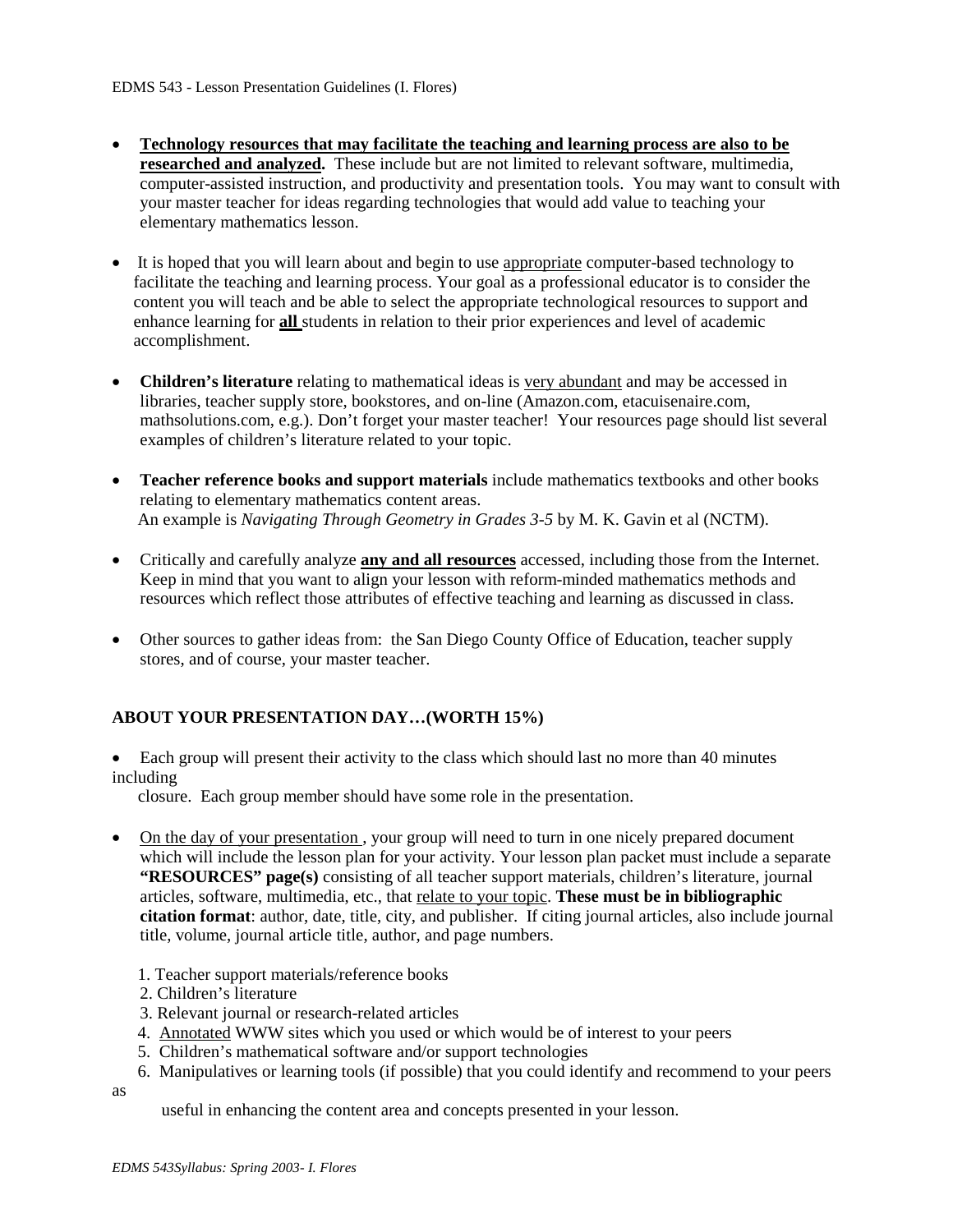- **Technology resources that may facilitate the teaching and learning process are also to be researched and analyzed.** These include but are not limited to relevant software, multimedia, computer-assisted instruction, and productivity and presentation tools. You may want to consult with your master teacher for ideas regarding technologies that would add value to teaching your elementary mathematics lesson.

- It is hoped that you will learn about and begin to use appropriate computer-based technology to facilitate the teaching and learning process. Your goal as a professional educator is to consider the content you will teach and be able to select the appropriate technological resources to support and enhance learning for **all** students in relation to their prior experiences and level of academic accomplishment.

- **Children's literature** relating to mathematical ideas is very abundant and may be accessed in libraries, teacher supply store, bookstores, and on-line (Amazon.com, etacuisenaire.com, mathsolutions.com, e.g.). Don't forget your master teacher! Your resources page should list several examples of children's literature related to your topic.

- **Teacher reference books and support materials** include mathematics textbooks and other books relating to elementary mathematics content areas. An example is *Navigating Through Geometry in Grades 3-5* by M. K. Gavin et al (NCTM).

- Critically and carefully analyze **any and all resources** accessed, including those from the Internet. Keep in mind that you want to align your lesson with reform-minded mathematics methods and resources which reflect those attributes of effective teaching and learning as discussed in class.

- Other sources to gather ideas from: the San Diego County Office of Education, teacher supply stores, and of course, your master teacher.

**ABOUT YOUR PRESENTATION DAY…(WORTH 15%)**

- Each group will present their activity to the class which should last no more than 40 minutes including closure. Each group member should have some role in the presentation.

- On the day of your presentation, your group will need to turn in one nicely prepared document which will include the lesson plan for your activity. Your lesson plan packet must include a separate **"RESOURCES" page(s)** consisting of all teacher support materials, children's literature, journal articles, software, multimedia, etc., that relate to your topic. **These must be in bibliographic citation format**: author, date, title, city, and publisher. If citing journal articles, also include journal title, volume, journal article title, author, and page numbers.

  1. Teacher support materials/reference books
  2. Children's literature
  3. Relevant journal or research-related articles
  4. Annotated WWW sites which you used or which would be of interest to your peers
  5. Children's mathematical software and/or support technologies
  6. Manipulatives or learning tools (if possible) that you could identify and recommend to your peers as useful in enhancing the content area and concepts presented in your lesson.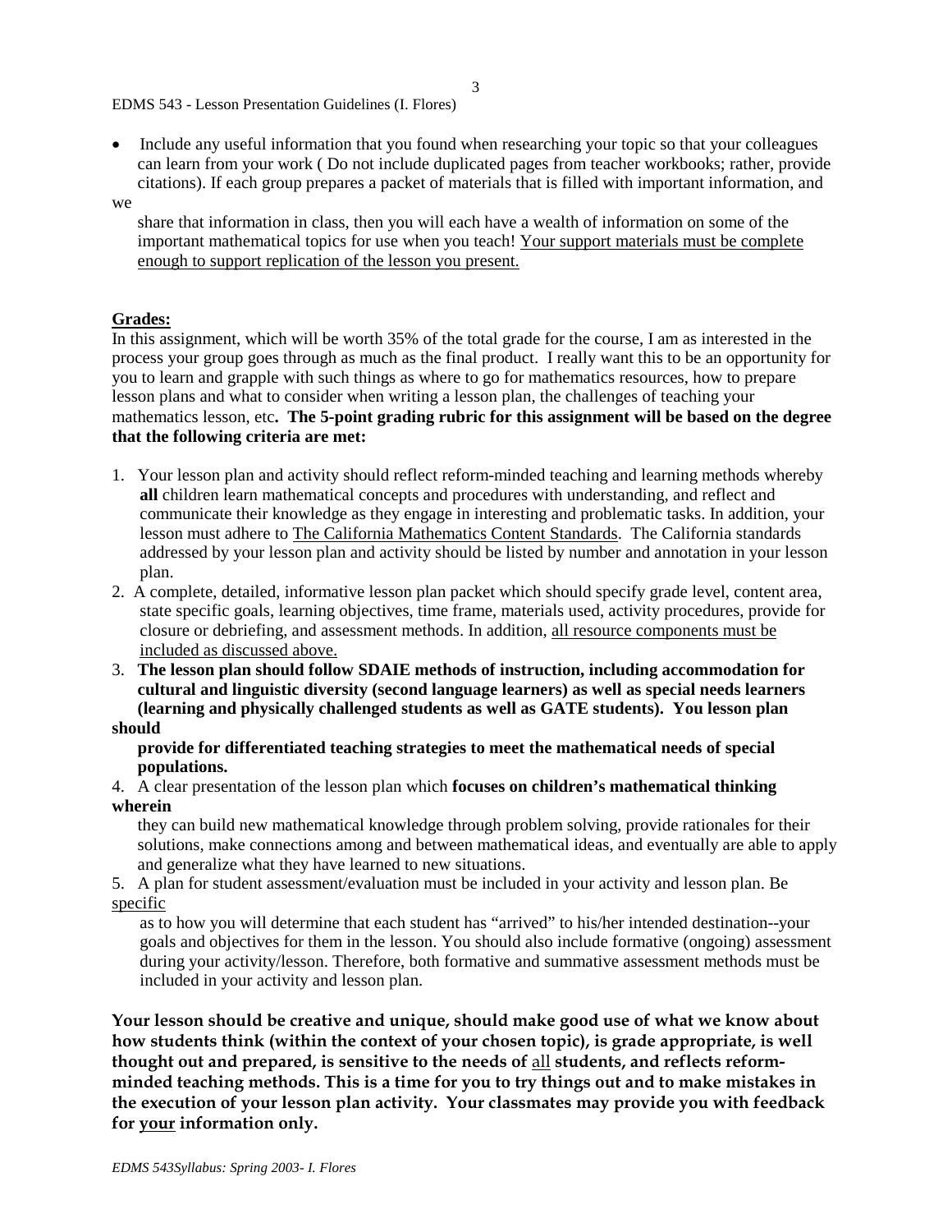- Include any useful information that you found when researching your topic so that your colleagues can learn from your work ( Do not include duplicated pages from teacher workbooks; rather, provide citations). If each group prepares a packet of materials that is filled with important information, and we share that information in class, then you will each have a wealth of information on some of the important mathematical topics for use when you teach! Your support materials must be complete enough to support replication of the lesson you present.

**Grades:**

In this assignment, which will be worth 35% of the total grade for the course, I am as interested in the process your group goes through as much as the final product. I really want this to be an opportunity for you to learn and grapple with such things as where to go for mathematics resources, how to prepare lesson plans and what to consider when writing a lesson plan, the challenges of teaching your mathematics lesson, etc**. The 5-point grading rubric for this assignment will be based on the degree that the following criteria are met:**

1. Your lesson plan and activity should reflect reform-minded teaching and learning methods whereby **all** children learn mathematical concepts and procedures with understanding, and reflect and communicate their knowledge as they engage in interesting and problematic tasks. In addition, your lesson must adhere to The California Mathematics Content Standards. The California standards addressed by your lesson plan and activity should be listed by number and annotation in your lesson plan.
2. A complete, detailed, informative lesson plan packet which should specify grade level, content area, state specific goals, learning objectives, time frame, materials used, activity procedures, provide for closure or debriefing, and assessment methods. In addition, all resource components must be included as discussed above.
3. **The lesson plan should follow SDAIE methods of instruction, including accommodation for cultural and linguistic diversity (second language learners) as well as special needs learners (learning and physically challenged students as well as GATE students). You lesson plan should provide for differentiated teaching strategies to meet the mathematical needs of special populations.**
4. A clear presentation of the lesson plan which **focuses on children's mathematical thinking wherein** they can build new mathematical knowledge through problem solving, provide rationales for their solutions, make connections among and between mathematical ideas, and eventually are able to apply and generalize what they have learned to new situations.
5. A plan for student assessment/evaluation must be included in your activity and lesson plan. Be specific as to how you will determine that each student has "arrived" to his/her intended destination--your goals and objectives for them in the lesson. You should also include formative (ongoing) assessment during your activity/lesson. Therefore, both formative and summative assessment methods must be included in your activity and lesson plan.

**Your lesson should be creative and unique, should make good use of what we know about how students think (within the context of your chosen topic), is grade appropriate, is well thought out and prepared, is sensitive to the needs of all students, and reflects reform-minded teaching methods. This is a time for you to try things out and to make mistakes in the execution of your lesson plan activity. Your classmates may provide you with feedback for your information only.**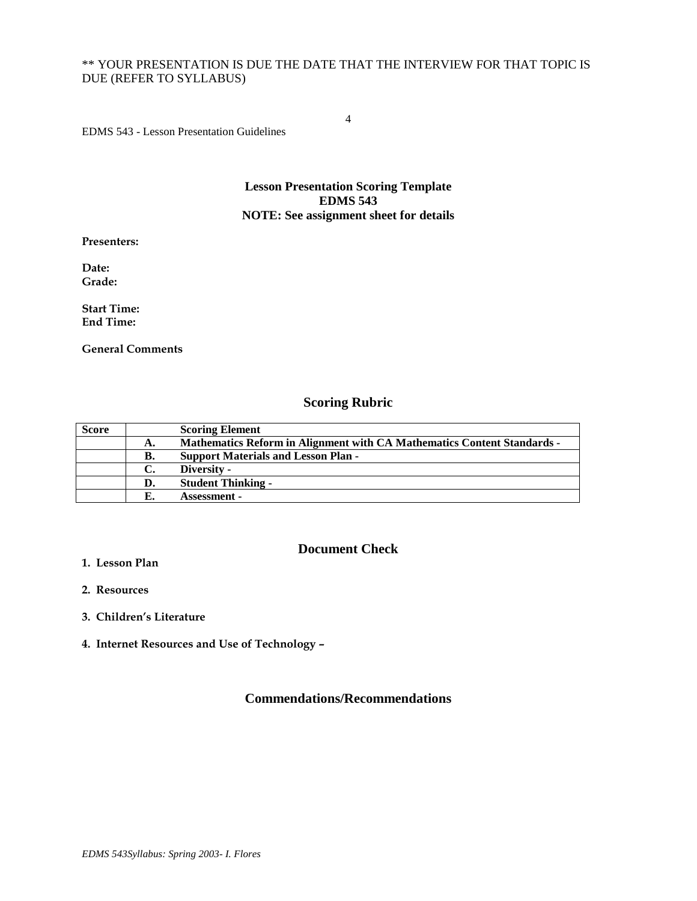** YOUR PRESENTATION IS DUE THE DATE THAT THE INTERVIEW FOR THAT TOPIC IS DUE (REFER TO SYLLABUS)

EDMS 543 - Lesson Presentation Guidelines

**Lesson Presentation Scoring Template**
**EDMS 543**
**NOTE: See assignment sheet for details**

**Presenters:**

**Date:**
**Grade:**

**Start Time:**
**End Time:**

**General Comments**

## Scoring Rubric

| Score | | Scoring Element |
|---|---|---|
| | A. | Mathematics Reform in Alignment with CA Mathematics Content Standards - |
| | B. | Support Materials and Lesson Plan - |
| | C. | Diversity - |
| | D. | Student Thinking - |
| | E. | Assessment - |

## Document Check

1. **Lesson Plan**
2. **Resources**
3. **Children's Literature**
4. **Internet Resources and Use of Technology –**

## Commendations/Recommendations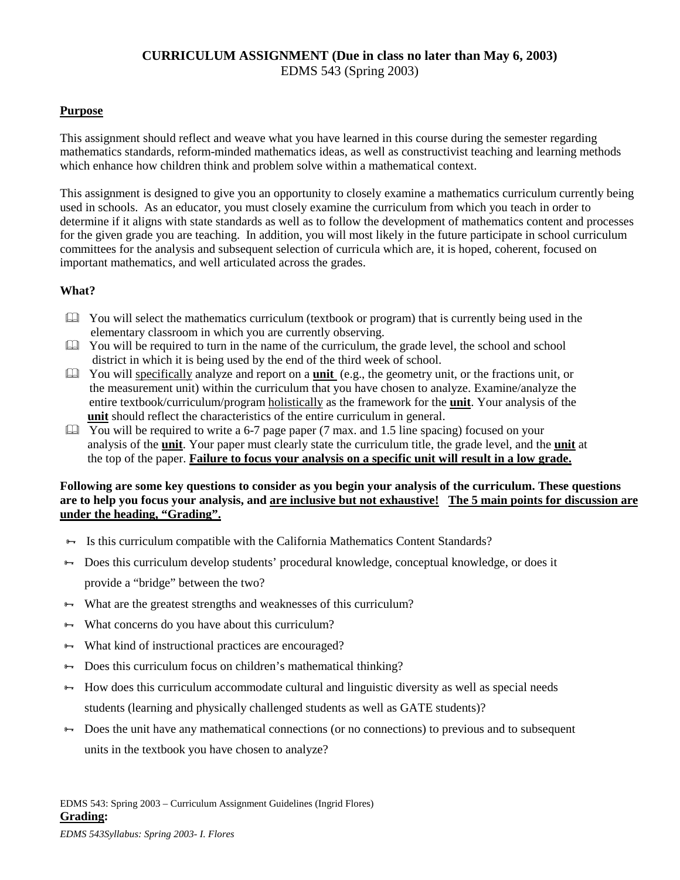**CURRICULUM ASSIGNMENT (Due in class no later than May 6, 2003)**
EDMS 543 (Spring 2003)

**Purpose**

This assignment should reflect and weave what you have learned in this course during the semester regarding mathematics standards, reform-minded mathematics ideas, as well as constructivist teaching and learning methods which enhance how children think and problem solve within a mathematical context.

This assignment is designed to give you an opportunity to closely examine a mathematics curriculum currently being used in schools. As an educator, you must closely examine the curriculum from which you teach in order to determine if it aligns with state standards as well as to follow the development of mathematics content and processes for the given grade you are teaching. In addition, you will most likely in the future participate in school curriculum committees for the analysis and subsequent selection of curricula which are, it is hoped, coherent, focused on important mathematics, and well articulated across the grades.

**What?**

- You will select the mathematics curriculum (textbook or program) that is currently being used in the elementary classroom in which you are currently observing.
- You will be required to turn in the name of the curriculum, the grade level, the school and school district in which it is being used by the end of the third week of school.
- You will specifically analyze and report on a **unit** (e.g., the geometry unit, or the fractions unit, or the measurement unit) within the curriculum that you have chosen to analyze. Examine/analyze the entire textbook/curriculum/program holistically as the framework for the **unit**. Your analysis of the **unit** should reflect the characteristics of the entire curriculum in general.
- You will be required to write a 6-7 page paper (7 max. and 1.5 line spacing) focused on your analysis of the **unit**. Your paper must clearly state the curriculum title, the grade level, and the **unit** at the top of the paper. **Failure to focus your analysis on a specific unit will result in a low grade.**

**Following are some key questions to consider as you begin your analysis of the curriculum. These questions are to help you focus your analysis, and are inclusive but not exhaustive! The 5 main points for discussion are under the heading, "Grading".**

- Is this curriculum compatible with the California Mathematics Content Standards?
- Does this curriculum develop students' procedural knowledge, conceptual knowledge, or does it provide a "bridge" between the two?
- What are the greatest strengths and weaknesses of this curriculum?
- What concerns do you have about this curriculum?
- What kind of instructional practices are encouraged?
- Does this curriculum focus on children's mathematical thinking?
- How does this curriculum accommodate cultural and linguistic diversity as well as special needs students (learning and physically challenged students as well as GATE students)?
- Does the unit have any mathematical connections (or no connections) to previous and to subsequent units in the textbook you have chosen to analyze?

EDMS 543: Spring 2003 – Curriculum Assignment Guidelines (Ingrid Flores)

**Grading:**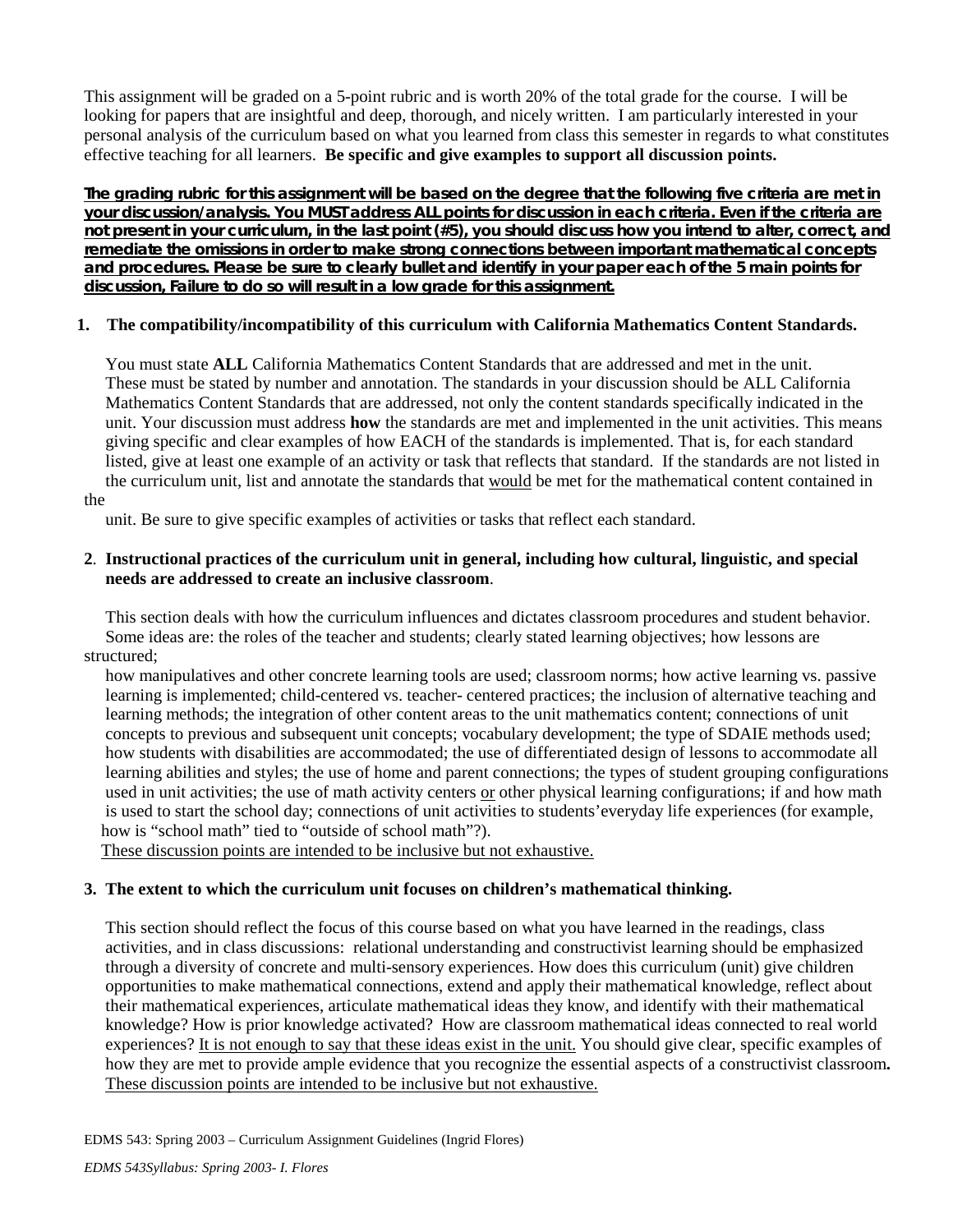This assignment will be graded on a 5-point rubric and is worth 20% of the total grade for the course. I will be looking for papers that are insightful and deep, thorough, and nicely written. I am particularly interested in your personal analysis of the curriculum based on what you learned from class this semester in regards to what constitutes effective teaching for all learners. **Be specific and give examples to support all discussion points.**

**<u>The grading rubric for this assignment will be based on the degree that the following five criteria are met in your discussion/analysis. You MUST address ALL points for discussion in each criteria. Even if the criteria are not present in your curriculum, in the last point (#5), you should discuss how you intend to alter, correct, and remediate the omissions in order to make strong connections between important mathematical concepts and procedures. Please be sure to clearly bullet and identify in your paper each of the 5 main points for discussion, Failure to do so will result in a low grade for this assignment.</u>**

1. **The compatibility/incompatibility of this curriculum with California Mathematics Content Standards.**

   You must state **ALL** California Mathematics Content Standards that are addressed and met in the unit. These must be stated by number and annotation. The standards in your discussion should be ALL California Mathematics Content Standards that are addressed, not only the content standards specifically indicated in the unit. Your discussion must address **how** the standards are met and implemented in the unit activities. This means giving specific and clear examples of how EACH of the standards is implemented. That is, for each standard listed, give at least one example of an activity or task that reflects that standard. If the standards are not listed in the curriculum unit, list and annotate the standards that <u>would</u> be met for the mathematical content contained in the unit. Be sure to give specific examples of activities or tasks that reflect each standard.

2. **Instructional practices of the curriculum unit in general, including how cultural, linguistic, and special needs are addressed to create an inclusive classroom**.

   This section deals with how the curriculum influences and dictates classroom procedures and student behavior. Some ideas are: the roles of the teacher and students; clearly stated learning objectives; how lessons are structured; how manipulatives and other concrete learning tools are used; classroom norms; how active learning vs. passive learning is implemented; child-centered vs. teacher- centered practices; the inclusion of alternative teaching and learning methods; the integration of other content areas to the unit mathematics content; connections of unit concepts to previous and subsequent unit concepts; vocabulary development; the type of SDAIE methods used; how students with disabilities are accommodated; the use of differentiated design of lessons to accommodate all learning abilities and styles; the use of home and parent connections; the types of student grouping configurations used in unit activities; the use of math activity centers <u>or</u> other physical learning configurations; if and how math is used to start the school day; connections of unit activities to students'everyday life experiences (for example, how is "school math" tied to "outside of school math"?).

   <u>These discussion points are intended to be inclusive but not exhaustive.</u>

3. **The extent to which the curriculum unit focuses on children's mathematical thinking.**

   This section should reflect the focus of this course based on what you have learned in the readings, class activities, and in class discussions: relational understanding and constructivist learning should be emphasized through a diversity of concrete and multi-sensory experiences. How does this curriculum (unit) give children opportunities to make mathematical connections, extend and apply their mathematical knowledge, reflect about their mathematical experiences, articulate mathematical ideas they know, and identify with their mathematical knowledge? How is prior knowledge activated? How are classroom mathematical ideas connected to real world experiences? <u>It is not enough to say that these ideas exist in the unit.</u> You should give clear, specific examples of how they are met to provide ample evidence that you recognize the essential aspects of a constructivist classroom**.** <u>These discussion points are intended to be inclusive but not exhaustive.</u>

EDMS 543: Spring 2003 – Curriculum Assignment Guidelines (Ingrid Flores)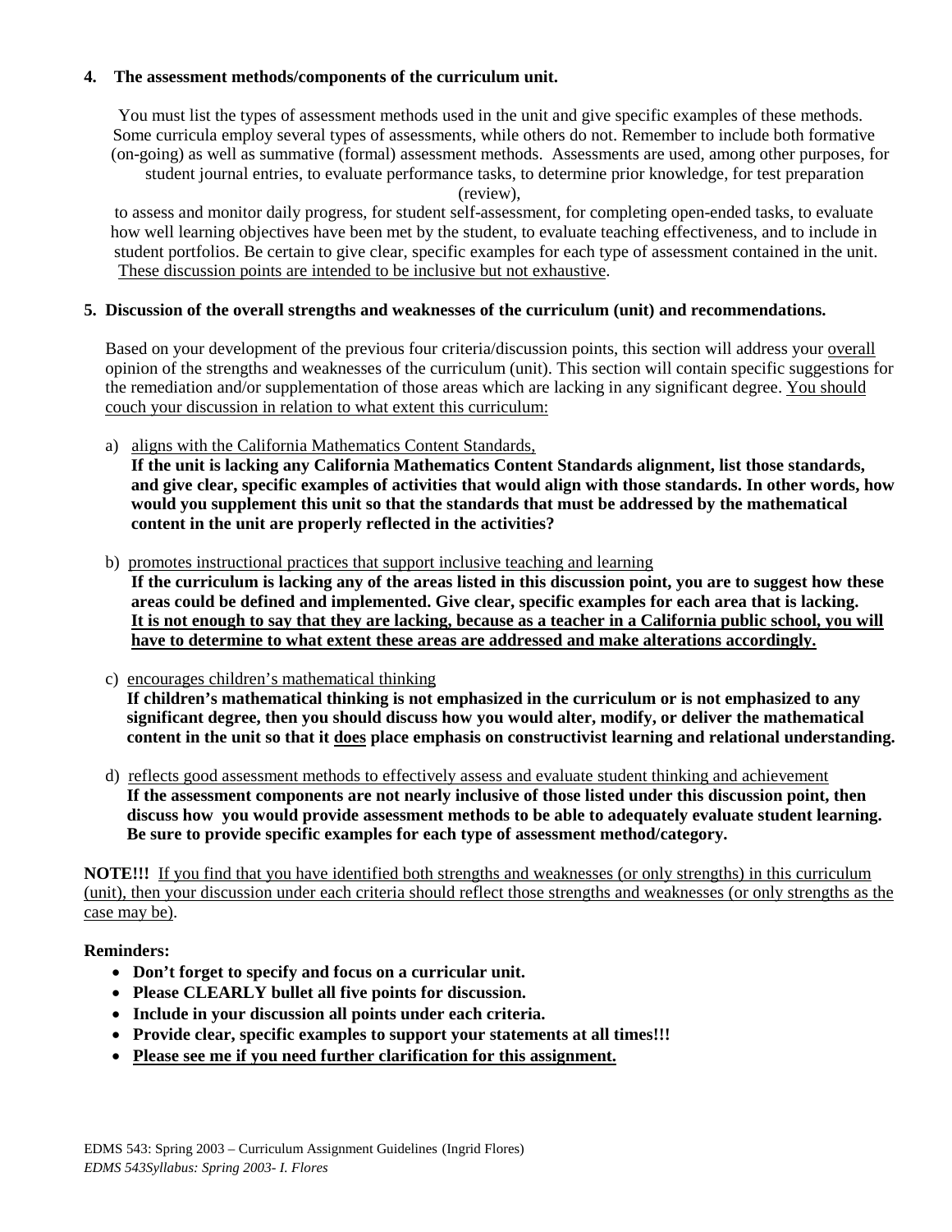**4. The assessment methods/components of the curriculum unit.**

You must list the types of assessment methods used in the unit and give specific examples of these methods. Some curricula employ several types of assessments, while others do not. Remember to include both formative (on-going) as well as summative (formal) assessment methods. Assessments are used, among other purposes, for student journal entries, to evaluate performance tasks, to determine prior knowledge, for test preparation (review), to assess and monitor daily progress, for student self-assessment, for completing open-ended tasks, to evaluate how well learning objectives have been met by the student, to evaluate teaching effectiveness, and to include in student portfolios. Be certain to give clear, specific examples for each type of assessment contained in the unit. <u>These discussion points are intended to be inclusive but not exhaustive</u>.

**5. Discussion of the overall strengths and weaknesses of the curriculum (unit) and recommendations.**

Based on your development of the previous four criteria/discussion points, this section will address your <u>overall</u> opinion of the strengths and weaknesses of the curriculum (unit). This section will contain specific suggestions for the remediation and/or supplementation of those areas which are lacking in any significant degree. <u>You should couch your discussion in relation to what extent this curriculum:</u>

a) <u>aligns with the California Mathematics Content Standards,</u>
   **If the unit is lacking any California Mathematics Content Standards alignment, list those standards, and give clear, specific examples of activities that would align with those standards. In other words, how would you supplement this unit so that the standards that must be addressed by the mathematical content in the unit are properly reflected in the activities?**

b) <u>promotes instructional practices that support inclusive teaching and learning</u>
   **If the curriculum is lacking any of the areas listed in this discussion point, you are to suggest how these areas could be defined and implemented. Give clear, specific examples for each area that is lacking. <u>It is not enough to say that they are lacking, because as a teacher in a California public school, you will have to determine to what extent these areas are addressed and make alterations accordingly.</u>**

c) <u>encourages children's mathematical thinking</u>
   **If children's mathematical thinking is not emphasized in the curriculum or is not emphasized to any significant degree, then you should discuss how you would alter, modify, or deliver the mathematical content in the unit so that it <u>does</u> place emphasis on constructivist learning and relational understanding.**

d) <u>reflects good assessment methods to effectively assess and evaluate student thinking and achievement</u>
   **If the assessment components are not nearly inclusive of those listed under this discussion point, then discuss how you would provide assessment methods to be able to adequately evaluate student learning. Be sure to provide specific examples for each type of assessment method/category.**

**NOTE!!!** <u>If you find that you have identified both strengths and weaknesses (or only strengths) in this curriculum (unit), then your discussion under each criteria should reflect those strengths and weaknesses (or only strengths as the case may be)</u>.

**Reminders:**

- **Don't forget to specify and focus on a curricular unit.**
- **Please CLEARLY bullet all five points for discussion.**
- **Include in your discussion all points under each criteria.**
- **Provide clear, specific examples to support your statements at all times!!!**
- **<u>Please see me if you need further clarification for this assignment.</u>**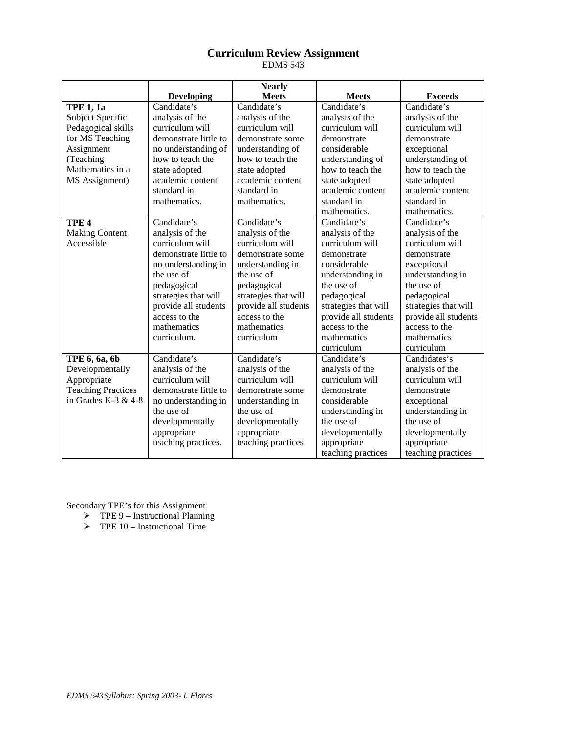# Curriculum Review Assignment

EDMS 543

| | Developing | Nearly Meets | Meets | Exceeds |
|---|---|---|---|---|
| **TPE 1, 1a** Subject Specific Pedagogical skills for MS Teaching Assignment (Teaching Mathematics in a MS Assignment) | Candidate's analysis of the curriculum will demonstrate little to no understanding of how to teach the state adopted academic content standard in mathematics. | Candidate's analysis of the curriculum will demonstrate some understanding of how to teach the state adopted academic content standard in mathematics. | Candidate's analysis of the curriculum will demonstrate considerable understanding of how to teach the state adopted academic content standard in mathematics. | Candidate's analysis of the curriculum will demonstrate exceptional understanding of how to teach the state adopted academic content standard in mathematics. |
| **TPE 4** Making Content Accessible | Candidate's analysis of the curriculum will demonstrate little to no understanding in the use of pedagogical strategies that will provide all students access to the mathematics curriculum. | Candidate's analysis of the curriculum will demonstrate some understanding in the use of pedagogical strategies that will provide all students access to the mathematics curriculum | Candidate's analysis of the curriculum will demonstrate considerable understanding in the use of pedagogical strategies that will provide all students access to the mathematics curriculum | Candidate's analysis of the curriculum will demonstrate exceptional understanding in the use of pedagogical strategies that will provide all students access to the mathematics curriculum |
| **TPE 6, 6a, 6b** Developmentally Appropriate Teaching Practices in Grades K-3 & 4-8 | Candidate's analysis of the curriculum will demonstrate little to no understanding in the use of developmentally appropriate teaching practices. | Candidate's analysis of the curriculum will demonstrate some understanding in the use of developmentally appropriate teaching practices | Candidate's analysis of the curriculum will demonstrate considerable understanding in the use of developmentally appropriate teaching practices | Candidates's analysis of the curriculum will demonstrate exceptional understanding in the use of developmentally appropriate teaching practices |

Secondary TPE's for this Assignment

- TPE 9 – Instructional Planning
- TPE 10 – Instructional Time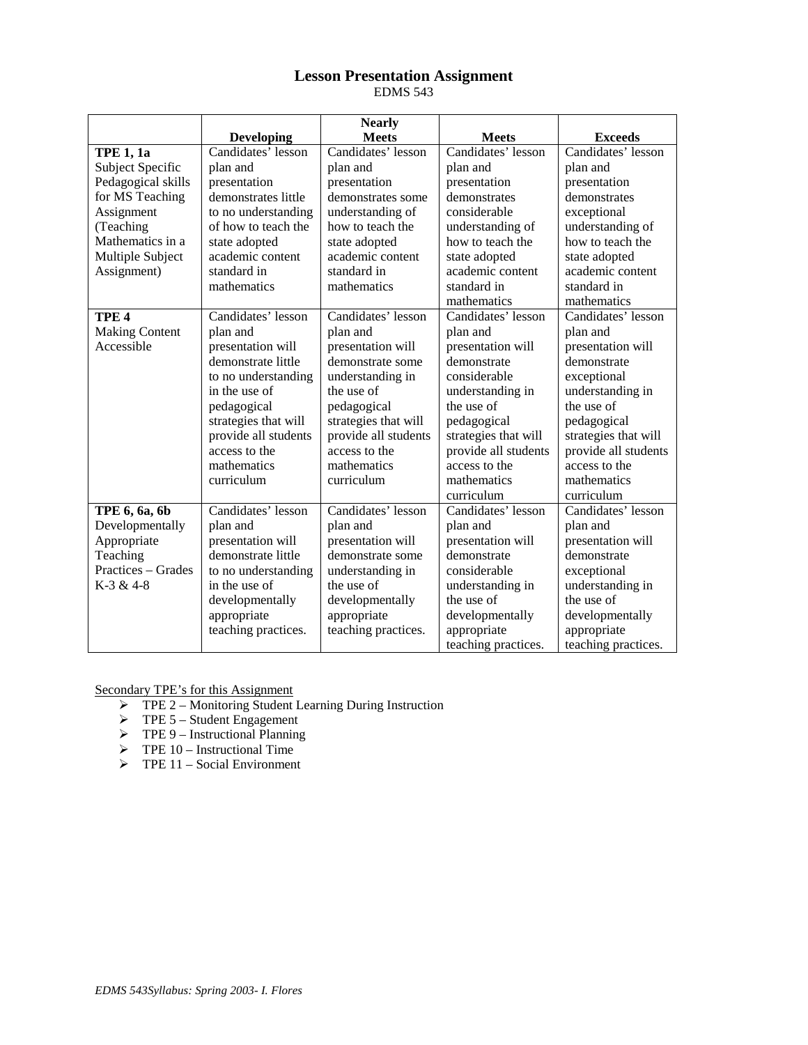# Lesson Presentation Assignment

EDMS 543

| | Developing | Nearly Meets | Meets | Exceeds |
|---|---|---|---|---|
| **TPE 1, 1a** Subject Specific Pedagogical skills for MS Teaching Assignment (Teaching Mathematics in a Multiple Subject Assignment) | Candidates' lesson plan and presentation demonstrates little to no understanding of how to teach the state adopted academic content standard in mathematics | Candidates' lesson plan and presentation demonstrates some understanding of how to teach the state adopted academic content standard in mathematics | Candidates' lesson plan and presentation demonstrates considerable understanding of how to teach the state adopted academic content standard in mathematics | Candidates' lesson plan and presentation demonstrates exceptional understanding of how to teach the state adopted academic content standard in mathematics |
| **TPE 4** Making Content Accessible | Candidates' lesson plan and presentation will demonstrate little to no understanding in the use of pedagogical strategies that will provide all students access to the mathematics curriculum | Candidates' lesson plan and presentation will demonstrate some understanding in the use of pedagogical strategies that will provide all students access to the mathematics curriculum | Candidates' lesson plan and presentation will demonstrate considerable understanding in the use of pedagogical strategies that will provide all students access to the mathematics curriculum | Candidates' lesson plan and presentation will demonstrate exceptional understanding in the use of pedagogical strategies that will provide all students access to the mathematics curriculum |
| **TPE 6, 6a, 6b** Developmentally Appropriate Teaching Practices – Grades K-3 & 4-8 | Candidates' lesson plan and presentation will demonstrate little to no understanding in the use of developmentally appropriate teaching practices. | Candidates' lesson plan and presentation will demonstrate some understanding in the use of developmentally appropriate teaching practices. | Candidates' lesson plan and presentation will demonstrate considerable understanding in the use of developmentally appropriate teaching practices. | Candidates' lesson plan and presentation will demonstrate exceptional understanding in the use of developmentally appropriate teaching practices. |

Secondary TPE's for this Assignment

- TPE 2 – Monitoring Student Learning During Instruction
- TPE 5 – Student Engagement
- TPE 9 – Instructional Planning
- TPE 10 – Instructional Time
- TPE 11 – Social Environment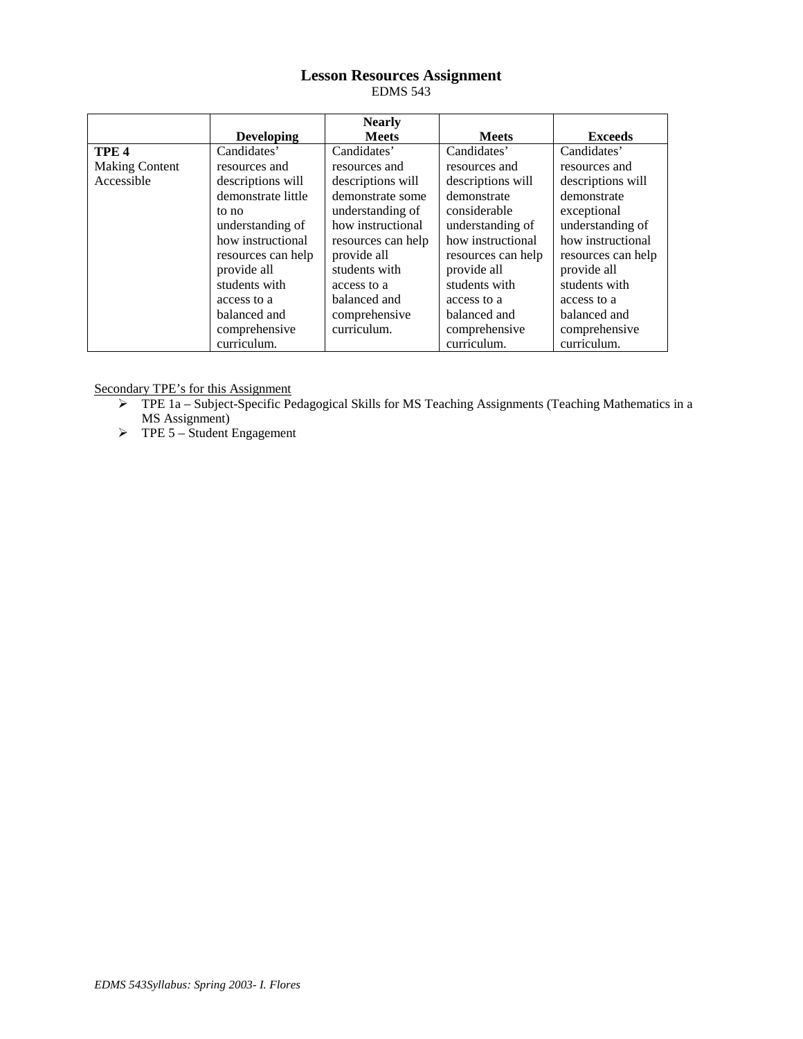## Lesson Resources Assignment

EDMS 543

| | **Developing** | **Nearly Meets** | **Meets** | **Exceeds** |
|---|---|---|---|---|
| **TPE 4** Making Content Accessible | Candidates' resources and descriptions will demonstrate little to no understanding of how instructional resources can help provide all students with access to a balanced and comprehensive curriculum. | Candidates' resources and descriptions will demonstrate some understanding of how instructional resources can help provide all students with access to a balanced and comprehensive curriculum. | Candidates' resources and descriptions will demonstrate considerable understanding of how instructional resources can help provide all students with access to a balanced and comprehensive curriculum. | Candidates' resources and descriptions will demonstrate exceptional understanding of how instructional resources can help provide all students with access to a balanced and comprehensive curriculum. |

<u>Secondary TPE's for this Assignment</u>

- TPE 1a – Subject-Specific Pedagogical Skills for MS Teaching Assignments (Teaching Mathematics in a MS Assignment)
- TPE 5 – Student Engagement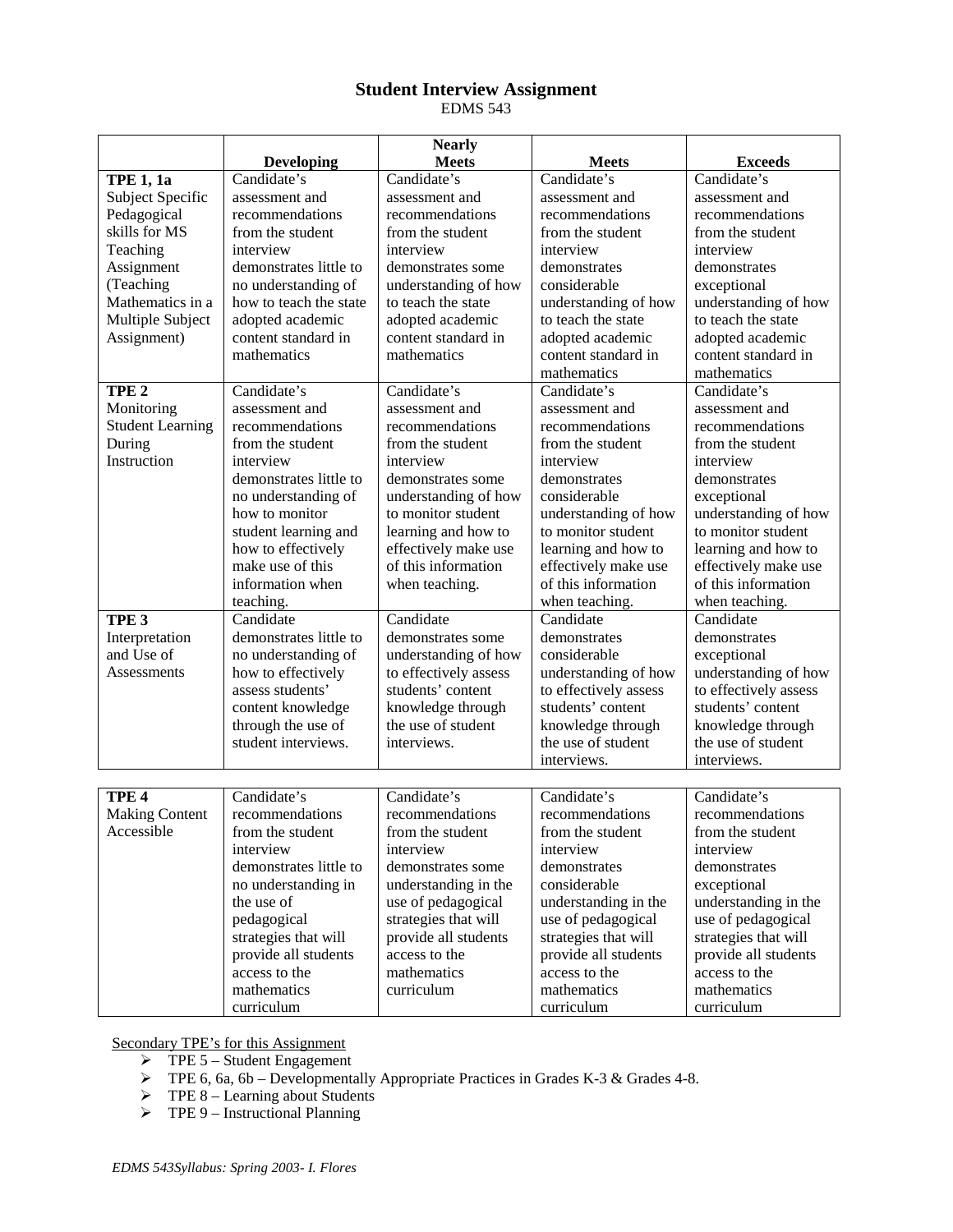## Student Interview Assignment

EDMS 543

| | Developing | Nearly Meets | Meets | Exceeds |
|---|---|---|---|---|
| **TPE 1, 1a** Subject Specific Pedagogical skills for MS Teaching Assignment (Teaching Mathematics in a Multiple Subject Assignment) | Candidate's assessment and recommendations from the student interview demonstrates little to no understanding of how to teach the state adopted academic content standard in mathematics | Candidate's assessment and recommendations from the student interview demonstrates some understanding of how to teach the state adopted academic content standard in mathematics | Candidate's assessment and recommendations from the student interview demonstrates considerable understanding of how to teach the state adopted academic content standard in mathematics | Candidate's assessment and recommendations from the student interview demonstrates exceptional understanding of how to teach the state adopted academic content standard in mathematics |
| **TPE 2** Monitoring Student Learning During Instruction | Candidate's assessment and recommendations from the student interview demonstrates little to no understanding of how to monitor student learning and how to effectively make use of this information when teaching. | Candidate's assessment and recommendations from the student interview demonstrates some understanding of how to monitor student learning and how to effectively make use of this information when teaching. | Candidate's assessment and recommendations from the student interview demonstrates considerable understanding of how to monitor student learning and how to effectively make use of this information when teaching. | Candidate's assessment and recommendations from the student interview demonstrates exceptional understanding of how to monitor student learning and how to effectively make use of this information when teaching. |
| **TPE 3** Interpretation and Use of Assessments | Candidate demonstrates little to no understanding of how to effectively assess students' content knowledge through the use of student interviews. | Candidate demonstrates some understanding of how to effectively assess students' content knowledge through the use of student interviews. | Candidate demonstrates considerable understanding of how to effectively assess students' content knowledge through the use of student interviews. | Candidate demonstrates exceptional understanding of how to effectively assess students' content knowledge through the use of student interviews. |
| **TPE 4** Making Content Accessible | Candidate's recommendations from the student interview demonstrates little to no understanding in the use of pedagogical strategies that will provide all students access to the mathematics curriculum | Candidate's recommendations from the student interview demonstrates some understanding in the use of pedagogical strategies that will provide all students access to the mathematics curriculum | Candidate's recommendations from the student interview demonstrates considerable understanding in the use of pedagogical strategies that will provide all students access to the mathematics curriculum | Candidate's recommendations from the student interview demonstrates exceptional understanding in the use of pedagogical strategies that will provide all students access to the mathematics curriculum |

Secondary TPE's for this Assignment

- TPE 5 – Student Engagement
- TPE 6, 6a, 6b – Developmentally Appropriate Practices in Grades K-3 & Grades 4-8.
- TPE 8 – Learning about Students
- TPE 9 – Instructional Planning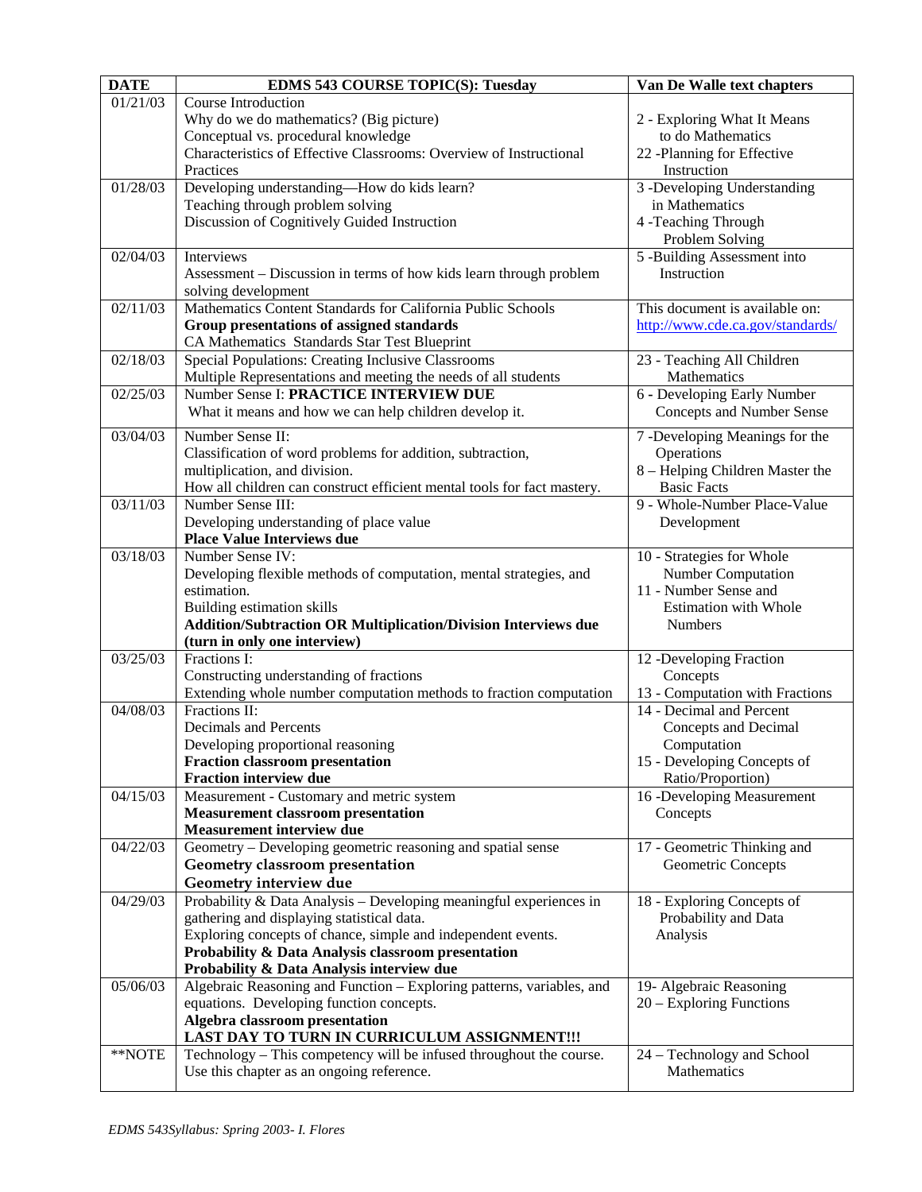| DATE | EDMS 543 COURSE TOPIC(S): Tuesday | Van De Walle text chapters |
|---|---|---|
| 01/21/03 | Course Introduction<br>Why do we do mathematics? (Big picture)<br>Conceptual vs. procedural knowledge<br>Characteristics of Effective Classrooms: Overview of Instructional Practices | 2 - Exploring What It Means to do Mathematics<br>22 -Planning for Effective Instruction |
| 01/28/03 | Developing understanding—How do kids learn?<br>Teaching through problem solving<br>Discussion of Cognitively Guided Instruction | 3 -Developing Understanding in Mathematics<br>4 -Teaching Through Problem Solving |
| 02/04/03 | Interviews<br>Assessment – Discussion in terms of how kids learn through problem solving development | 5 -Building Assessment into Instruction |
| 02/11/03 | Mathematics Content Standards for California Public Schools<br>**Group presentations of assigned standards**<br>CA Mathematics Standards Star Test Blueprint | This document is available on: http://www.cde.ca.gov/standards/ |
| 02/18/03 | Special Populations: Creating Inclusive Classrooms<br>Multiple Representations and meeting the needs of all students | 23 - Teaching All Children Mathematics |
| 02/25/03 | Number Sense I: **PRACTICE INTERVIEW DUE**<br>What it means and how we can help children develop it. | 6 - Developing Early Number Concepts and Number Sense |
| 03/04/03 | Number Sense II:<br>Classification of word problems for addition, subtraction, multiplication, and division.<br>How all children can construct efficient mental tools for fact mastery. | 7 -Developing Meanings for the Operations<br>8 – Helping Children Master the Basic Facts |
| 03/11/03 | Number Sense III:<br>Developing understanding of place value<br>**Place Value Interviews due** | 9 - Whole-Number Place-Value Development |
| 03/18/03 | Number Sense IV:<br>Developing flexible methods of computation, mental strategies, and estimation.<br>Building estimation skills<br>**Addition/Subtraction OR Multiplication/Division Interviews due (turn in only one interview)** | 10 - Strategies for Whole Number Computation<br>11 - Number Sense and Estimation with Whole Numbers |
| 03/25/03 | Fractions I:<br>Constructing understanding of fractions<br>Extending whole number computation methods to fraction computation | 12 -Developing Fraction Concepts<br>13 - Computation with Fractions |
| 04/08/03 | Fractions II:<br>Decimals and Percents<br>Developing proportional reasoning<br>**Fraction classroom presentation**<br>**Fraction interview due** | 14 - Decimal and Percent Concepts and Decimal Computation<br>15 - Developing Concepts of Ratio/Proportion) |
| 04/15/03 | Measurement - Customary and metric system<br>**Measurement classroom presentation**<br>**Measurement interview due** | 16 -Developing Measurement Concepts |
| 04/22/03 | Geometry – Developing geometric reasoning and spatial sense<br>**Geometry classroom presentation**<br>**Geometry interview due** | 17 - Geometric Thinking and Geometric Concepts |
| 04/29/03 | Probability & Data Analysis – Developing meaningful experiences in gathering and displaying statistical data.<br>Exploring concepts of chance, simple and independent events.<br>**Probability & Data Analysis classroom presentation**<br>**Probability & Data Analysis interview due** | 18 - Exploring Concepts of Probability and Data Analysis |
| 05/06/03 | Algebraic Reasoning and Function – Exploring patterns, variables, and equations. Developing function concepts.<br>**Algebra classroom presentation**<br>**LAST DAY TO TURN IN CURRICULUM ASSIGNMENT!!!** | 19- Algebraic Reasoning<br>20 – Exploring Functions |
| **NOTE | Technology – This competency will be infused throughout the course. Use this chapter as an ongoing reference. | 24 – Technology and School Mathematics |